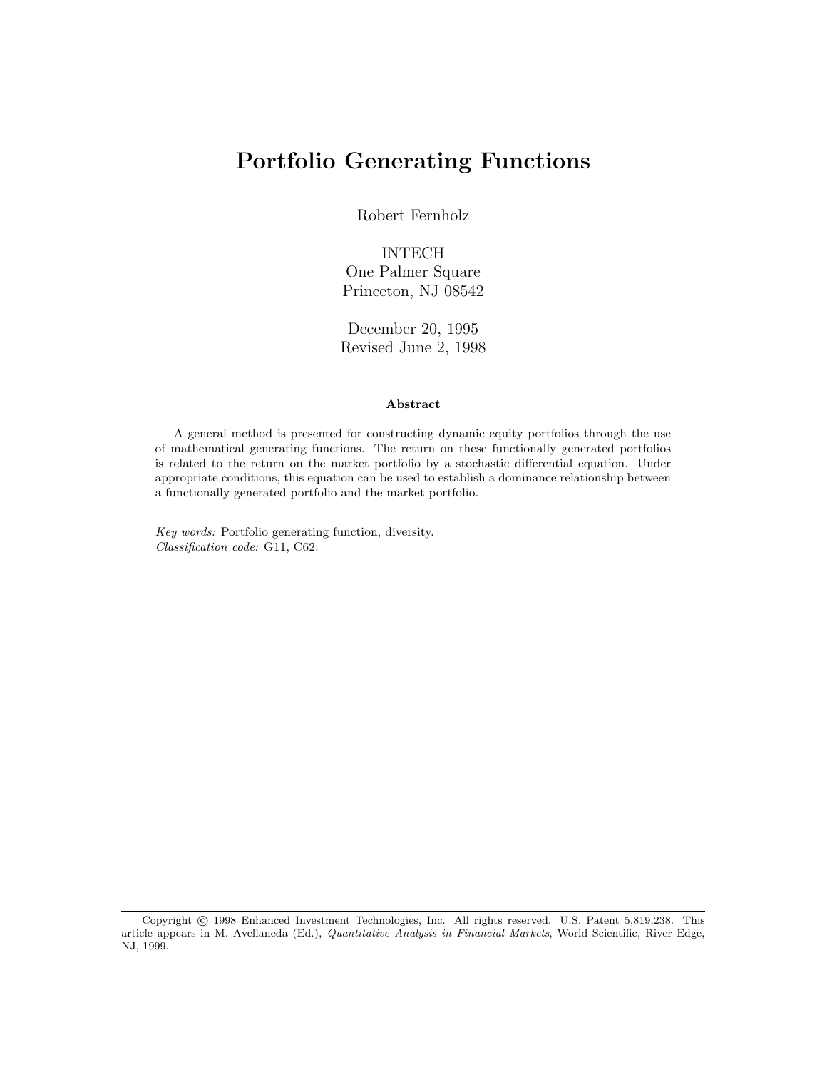# Portfolio Generating Functions

Robert Fernholz

INTECH
One Palmer Square
Princeton, NJ 08542

December 20, 1995
Revised June 2, 1998

### Abstract

A general method is presented for constructing dynamic equity portfolios through the use of mathematical generating functions. The return on these functionally generated portfolios is related to the return on the market portfolio by a stochastic differential equation. Under appropriate conditions, this equation can be used to establish a dominance relationship between a functionally generated portfolio and the market portfolio.

*Key words:* Portfolio generating function, diversity.
*Classification code:* G11, C62.

---

Copyright © 1998 Enhanced Investment Technologies, Inc. All rights reserved. U.S. Patent 5,819,238. This article appears in M. Avellaneda (Ed.), *Quantitative Analysis in Financial Markets*, World Scientific, River Edge, NJ, 1999.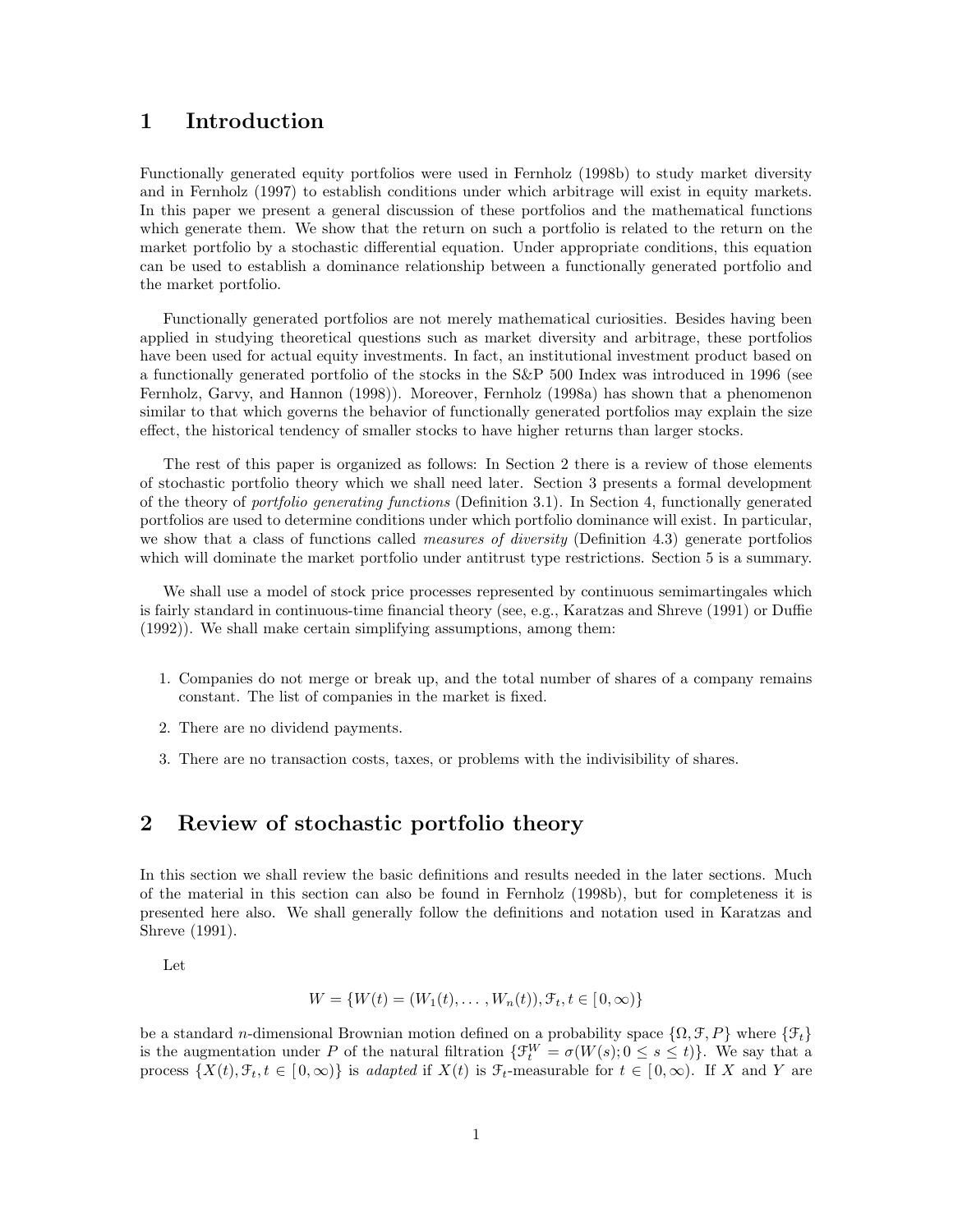# 1 Introduction

Functionally generated equity portfolios were used in Fernholz (1998b) to study market diversity and in Fernholz (1997) to establish conditions under which arbitrage will exist in equity markets. In this paper we present a general discussion of these portfolios and the mathematical functions which generate them. We show that the return on such a portfolio is related to the return on the market portfolio by a stochastic differential equation. Under appropriate conditions, this equation can be used to establish a dominance relationship between a functionally generated portfolio and the market portfolio.

Functionally generated portfolios are not merely mathematical curiosities. Besides having been applied in studying theoretical questions such as market diversity and arbitrage, these portfolios have been used for actual equity investments. In fact, an institutional investment product based on a functionally generated portfolio of the stocks in the S&P 500 Index was introduced in 1996 (see Fernholz, Garvy, and Hannon (1998)). Moreover, Fernholz (1998a) has shown that a phenomenon similar to that which governs the behavior of functionally generated portfolios may explain the size effect, the historical tendency of smaller stocks to have higher returns than larger stocks.

The rest of this paper is organized as follows: In Section 2 there is a review of those elements of stochastic portfolio theory which we shall need later. Section 3 presents a formal development of the theory of *portfolio generating functions* (Definition 3.1). In Section 4, functionally generated portfolios are used to determine conditions under which portfolio dominance will exist. In particular, we show that a class of functions called *measures of diversity* (Definition 4.3) generate portfolios which will dominate the market portfolio under antitrust type restrictions. Section 5 is a summary.

We shall use a model of stock price processes represented by continuous semimartingales which is fairly standard in continuous-time financial theory (see, e.g., Karatzas and Shreve (1991) or Duffie (1992)). We shall make certain simplifying assumptions, among them:

1. Companies do not merge or break up, and the total number of shares of a company remains constant. The list of companies in the market is fixed.
2. There are no dividend payments.
3. There are no transaction costs, taxes, or problems with the indivisibility of shares.

# 2 Review of stochastic portfolio theory

In this section we shall review the basic definitions and results needed in the later sections. Much of the material in this section can also be found in Fernholz (1998b), but for completeness it is presented here also. We shall generally follow the definitions and notation used in Karatzas and Shreve (1991).

Let

$$W = \{W(t) = (W_1(t), \ldots, W_n(t)), \mathcal{F}_t, t \in [0, \infty)\}$$

be a standard $n$-dimensional Brownian motion defined on a probability space $\{\Omega, \mathcal{F}, P\}$ where $\{\mathcal{F}_t\}$ is the augmentation under $P$ of the natural filtration $\{\mathcal{F}_t^W = \sigma(W(s); 0 \leq s \leq t)\}$. We say that a process $\{X(t), \mathcal{F}_t, t \in [0, \infty)\}$ is *adapted* if $X(t)$ is $\mathcal{F}_t$-measurable for $t \in [0, \infty)$. If $X$ and $Y$ are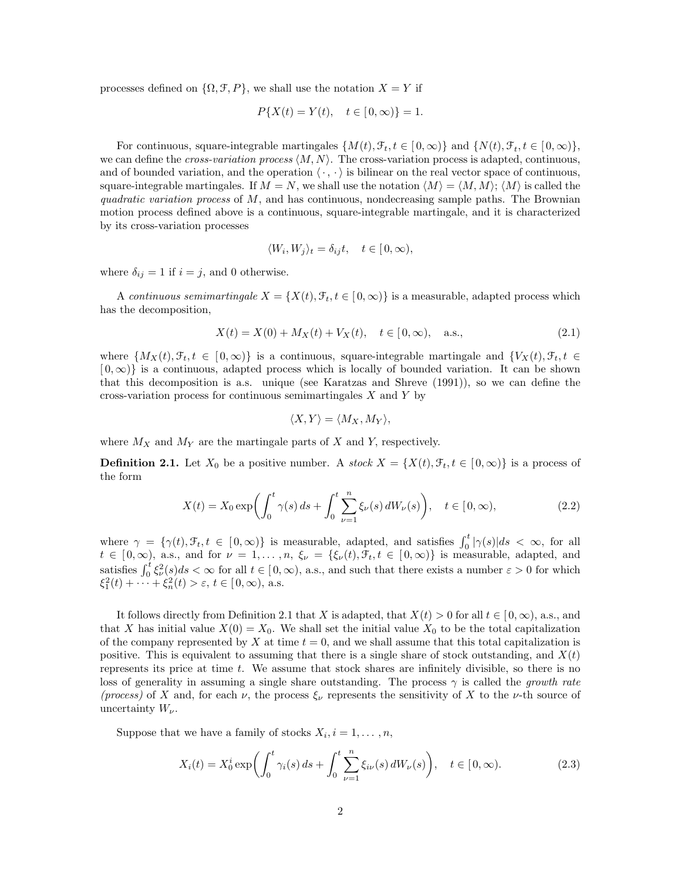processes defined on $\{\Omega, \mathcal{F}, P\}$, we shall use the notation $X = Y$ if

$$P\{X(t) = Y(t), \quad t \in [0, \infty)\} = 1.$$

For continuous, square-integrable martingales $\{M(t), \mathcal{F}_t, t \in [0, \infty)\}$ and $\{N(t), \mathcal{F}_t, t \in [0, \infty)\}$, we can define the *cross-variation process* $\langle M, N \rangle$. The cross-variation process is adapted, continuous, and of bounded variation, and the operation $\langle \cdot, \cdot \rangle$ is bilinear on the real vector space of continuous, square-integrable martingales. If $M = N$, we shall use the notation $\langle M \rangle = \langle M, M \rangle$; $\langle M \rangle$ is called the *quadratic variation process* of $M$, and has continuous, nondecreasing sample paths. The Brownian motion process defined above is a continuous, square-integrable martingale, and it is characterized by its cross-variation processes

$$\langle W_i, W_j \rangle_t = \delta_{ij} t, \quad t \in [0, \infty),$$

where $\delta_{ij} = 1$ if $i = j$, and 0 otherwise.

A *continuous semimartingale* $X = \{X(t), \mathcal{F}_t, t \in [0, \infty)\}$ is a measurable, adapted process which has the decomposition,

$$X(t) = X(0) + M_X(t) + V_X(t), \quad t \in [0, \infty), \quad \text{a.s.,} \tag{2.1}$$

where $\{M_X(t), \mathcal{F}_t, t \in [0, \infty)\}$ is a continuous, square-integrable martingale and $\{V_X(t), \mathcal{F}_t, t \in [0, \infty)\}$ is a continuous, adapted process which is locally of bounded variation. It can be shown that this decomposition is a.s. unique (see Karatzas and Shreve (1991)), so we can define the cross-variation process for continuous semimartingales $X$ and $Y$ by

$$\langle X, Y \rangle = \langle M_X, M_Y \rangle,$$

where $M_X$ and $M_Y$ are the martingale parts of $X$ and $Y$, respectively.

**Definition 2.1.** Let $X_0$ be a positive number. A *stock* $X = \{X(t), \mathcal{F}_t, t \in [0, \infty)\}$ is a process of the form

$$X(t) = X_0 \exp\biggl( \int_0^t \gamma(s)\, ds + \int_0^t \sum_{\nu=1}^n \xi_\nu(s)\, dW_\nu(s) \biggr), \quad t \in [0, \infty), \tag{2.2}$$

where $\gamma = \{\gamma(t), \mathcal{F}_t, t \in [0, \infty)\}$ is measurable, adapted, and satisfies $\int_0^t |\gamma(s)| ds < \infty$, for all $t \in [0, \infty)$, a.s., and for $\nu = 1, \ldots, n$, $\xi_\nu = \{\xi_\nu(t), \mathcal{F}_t, t \in [0, \infty)\}$ is measurable, adapted, and satisfies $\int_0^t \xi_\nu^2(s) ds < \infty$ for all $t \in [0, \infty)$, a.s., and such that there exists a number $\varepsilon > 0$ for which $\xi_1^2(t) + \cdots + \xi_n^2(t) > \varepsilon$, $t \in [0, \infty)$, a.s.

It follows directly from Definition 2.1 that $X$ is adapted, that $X(t) > 0$ for all $t \in [0, \infty)$, a.s., and that $X$ has initial value $X(0) = X_0$. We shall set the initial value $X_0$ to be the total capitalization of the company represented by $X$ at time $t = 0$, and we shall assume that this total capitalization is positive. This is equivalent to assuming that there is a single share of stock outstanding, and $X(t)$ represents its price at time $t$. We assume that stock shares are infinitely divisible, so there is no loss of generality in assuming a single share outstanding. The process $\gamma$ is called the *growth rate (process)* of $X$ and, for each $\nu$, the process $\xi_\nu$ represents the sensitivity of $X$ to the $\nu$-th source of uncertainty $W_\nu$.

Suppose that we have a family of stocks $X_i$, $i = 1, \ldots, n$,

$$X_i(t) = X_0^i \exp\biggl( \int_0^t \gamma_i(s)\, ds + \int_0^t \sum_{\nu=1}^n \xi_{i\nu}(s)\, dW_\nu(s) \biggr), \quad t \in [0, \infty). \tag{2.3}$$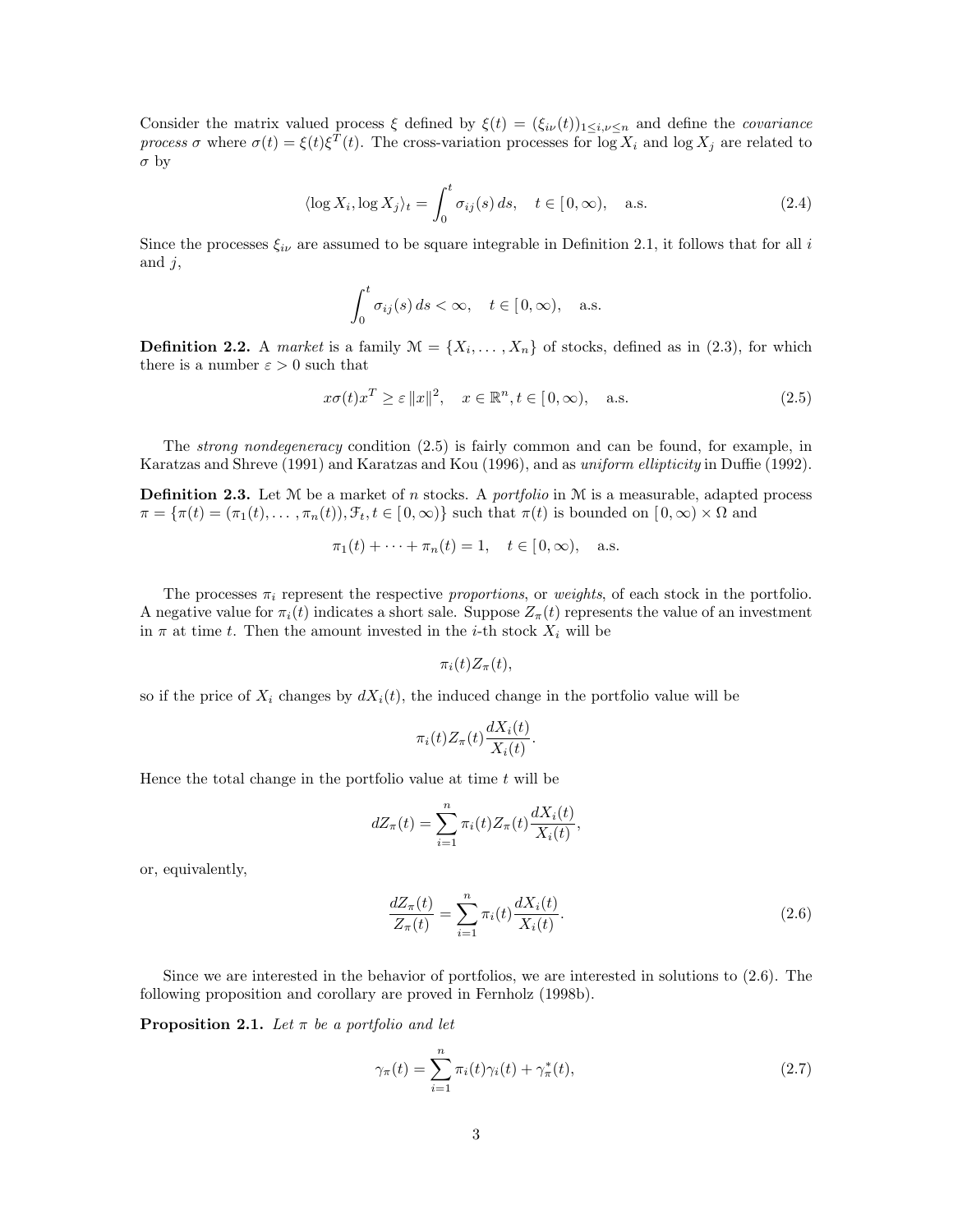Consider the matrix valued process $\xi$ defined by $\xi(t) = (\xi_{i\nu}(t))_{1\leq i,\nu\leq n}$ and define the *covariance process* $\sigma$ where $\sigma(t) = \xi(t)\xi^T(t)$. The cross-variation processes for $\log X_i$ and $\log X_j$ are related to $\sigma$ by

$$\langle \log X_i, \log X_j \rangle_t = \int_0^t \sigma_{ij}(s)\, ds, \quad t \in [0,\infty), \quad \text{a.s.} \tag{2.4}$$

Since the processes $\xi_{i\nu}$ are assumed to be square integrable in Definition 2.1, it follows that for all $i$ and $j$,

$$\int_0^t \sigma_{ij}(s)\, ds < \infty, \quad t \in [0,\infty), \quad \text{a.s.}$$

**Definition 2.2.** A *market* is a family $\mathcal{M} = \{X_i, \ldots, X_n\}$ of stocks, defined as in (2.3), for which there is a number $\varepsilon > 0$ such that

$$x\sigma(t)x^T \geq \varepsilon \|x\|^2, \quad x \in \mathbb{R}^n, t \in [0,\infty), \quad \text{a.s.} \tag{2.5}$$

The *strong nondegeneracy* condition (2.5) is fairly common and can be found, for example, in Karatzas and Shreve (1991) and Karatzas and Kou (1996), and as *uniform ellipticity* in Duffie (1992).

**Definition 2.3.** Let $\mathcal{M}$ be a market of $n$ stocks. A *portfolio* in $\mathcal{M}$ is a measurable, adapted process $\pi = \{\pi(t) = (\pi_1(t), \ldots, \pi_n(t)), \mathcal{F}_t, t \in [0,\infty)\}$ such that $\pi(t)$ is bounded on $[0,\infty) \times \Omega$ and

$$\pi_1(t) + \cdots + \pi_n(t) = 1, \quad t \in [0,\infty), \quad \text{a.s.}$$

The processes $\pi_i$ represent the respective *proportions*, or *weights*, of each stock in the portfolio. A negative value for $\pi_i(t)$ indicates a short sale. Suppose $Z_\pi(t)$ represents the value of an investment in $\pi$ at time $t$. Then the amount invested in the $i$-th stock $X_i$ will be

$$\pi_i(t)Z_\pi(t),$$

so if the price of $X_i$ changes by $dX_i(t)$, the induced change in the portfolio value will be

$$\pi_i(t)Z_\pi(t)\frac{dX_i(t)}{X_i(t)}.$$

Hence the total change in the portfolio value at time $t$ will be

$$dZ_\pi(t) = \sum_{i=1}^n \pi_i(t)Z_\pi(t)\frac{dX_i(t)}{X_i(t)},$$

or, equivalently,

$$\frac{dZ_\pi(t)}{Z_\pi(t)} = \sum_{i=1}^n \pi_i(t)\frac{dX_i(t)}{X_i(t)}. \tag{2.6}$$

Since we are interested in the behavior of portfolios, we are interested in solutions to (2.6). The following proposition and corollary are proved in Fernholz (1998b).

**Proposition 2.1.** *Let $\pi$ be a portfolio and let*

$$\gamma_\pi(t) = \sum_{i=1}^n \pi_i(t)\gamma_i(t) + \gamma_\pi^*(t), \tag{2.7}$$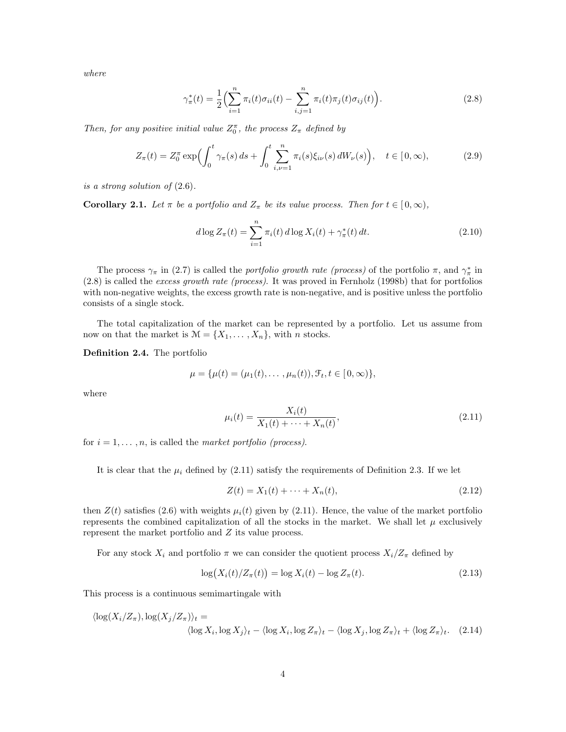*where*

$$\gamma_\pi^*(t) = \frac{1}{2}\Big(\sum_{i=1}^n \pi_i(t)\sigma_{ii}(t) - \sum_{i,j=1}^n \pi_i(t)\pi_j(t)\sigma_{ij}(t)\Big). \tag{2.8}$$

*Then, for any positive initial value $Z_0^\pi$, the process $Z_\pi$ defined by*

$$Z_\pi(t) = Z_0^\pi \exp\Big(\int_0^t \gamma_\pi(s)\,ds + \int_0^t \sum_{i,\nu=1}^n \pi_i(s)\xi_{i\nu}(s)\,dW_\nu(s)\Big), \quad t \in [0,\infty), \tag{2.9}$$

*is a strong solution of* (2.6).

**Corollary 2.1.** *Let $\pi$ be a portfolio and $Z_\pi$ be its value process. Then for $t \in [0,\infty)$,*

$$d\log Z_\pi(t) = \sum_{i=1}^n \pi_i(t)\,d\log X_i(t) + \gamma_\pi^*(t)\,dt. \tag{2.10}$$

The process $\gamma_\pi$ in (2.7) is called the *portfolio growth rate (process)* of the portfolio $\pi$, and $\gamma_\pi^*$ in (2.8) is called the *excess growth rate (process)*. It was proved in Fernholz (1998b) that for portfolios with non-negative weights, the excess growth rate is non-negative, and is positive unless the portfolio consists of a single stock.

The total capitalization of the market can be represented by a portfolio. Let us assume from now on that the market is $\mathcal{M} = \{X_1, \ldots, X_n\}$, with $n$ stocks.

**Definition 2.4.** The portfolio

$$\mu = \{\mu(t) = (\mu_1(t), \ldots, \mu_n(t)), \mathcal{F}_t, t \in [0,\infty)\},$$

where

$$\mu_i(t) = \frac{X_i(t)}{X_1(t) + \cdots + X_n(t)}, \tag{2.11}$$

for $i = 1, \ldots, n$, is called the *market portfolio (process)*.

It is clear that the $\mu_i$ defined by (2.11) satisfy the requirements of Definition 2.3. If we let

$$Z(t) = X_1(t) + \cdots + X_n(t), \tag{2.12}$$

then $Z(t)$ satisfies (2.6) with weights $\mu_i(t)$ given by (2.11). Hence, the value of the market portfolio represents the combined capitalization of all the stocks in the market. We shall let $\mu$ exclusively represent the market portfolio and $Z$ its value process.

For any stock $X_i$ and portfolio $\pi$ we can consider the quotient process $X_i/Z_\pi$ defined by

$$\log\big(X_i(t)/Z_\pi(t)\big) = \log X_i(t) - \log Z_\pi(t). \tag{2.13}$$

This process is a continuous semimartingale with

$$\langle \log(X_i/Z_\pi), \log(X_j/Z_\pi)\rangle_t = \langle \log X_i, \log X_j\rangle_t - \langle \log X_i, \log Z_\pi\rangle_t - \langle \log X_j, \log Z_\pi\rangle_t + \langle \log Z_\pi\rangle_t. \tag{2.14}$$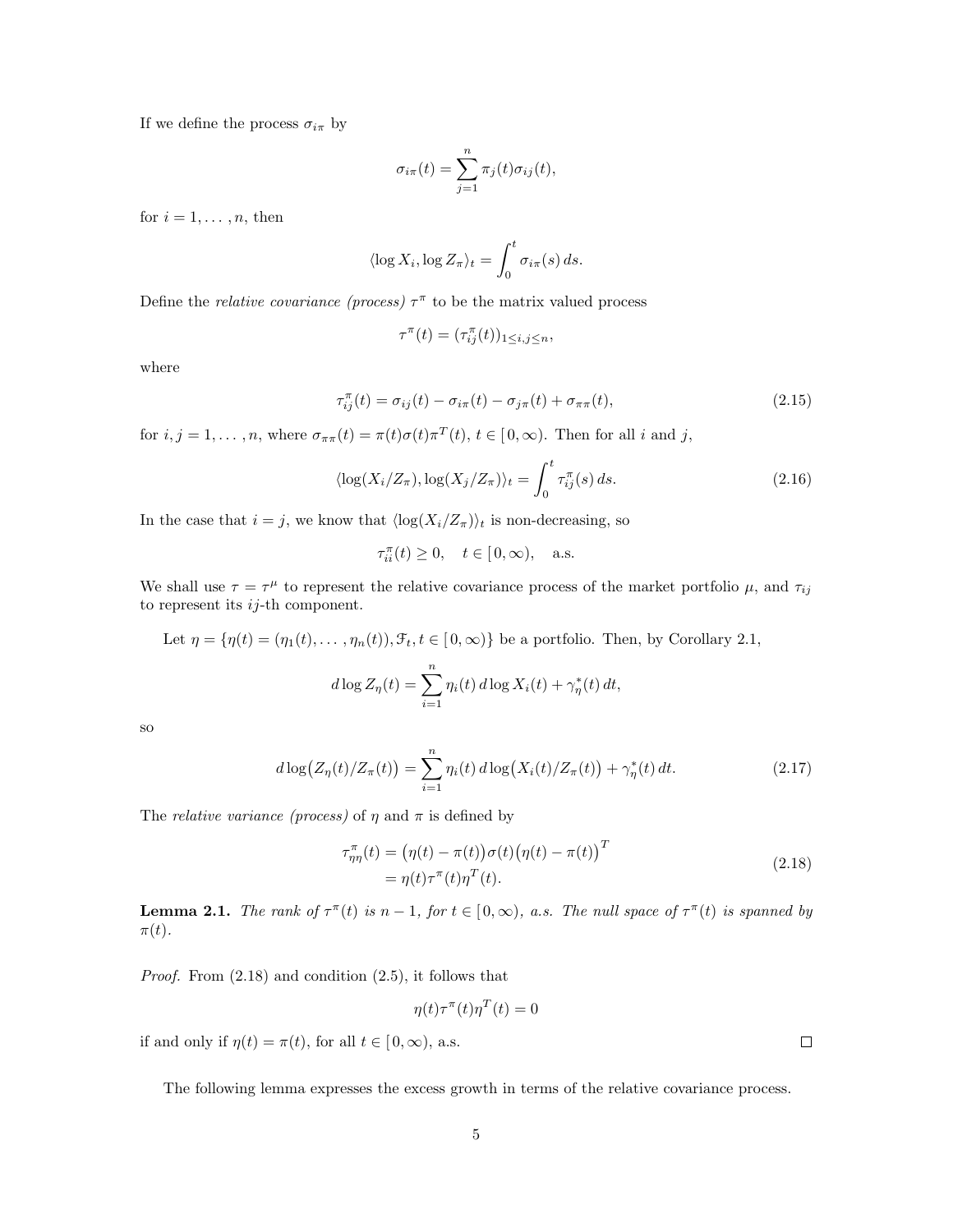If we define the process $\sigma_{i\pi}$ by

$$\sigma_{i\pi}(t) = \sum_{j=1}^{n} \pi_j(t)\sigma_{ij}(t),$$

for $i = 1, \ldots, n$, then

$$\langle \log X_i, \log Z_\pi \rangle_t = \int_0^t \sigma_{i\pi}(s)\, ds.$$

Define the *relative covariance (process)* $\tau^\pi$ to be the matrix valued process

$$\tau^\pi(t) = (\tau^\pi_{ij}(t))_{1 \leq i,j \leq n},$$

where

$$\tau^\pi_{ij}(t) = \sigma_{ij}(t) - \sigma_{i\pi}(t) - \sigma_{j\pi}(t) + \sigma_{\pi\pi}(t), \tag{2.15}$$

for $i, j = 1, \ldots, n$, where $\sigma_{\pi\pi}(t) = \pi(t)\sigma(t)\pi^T(t)$, $t \in [0, \infty)$. Then for all $i$ and $j$,

$$\langle \log(X_i/Z_\pi), \log(X_j/Z_\pi) \rangle_t = \int_0^t \tau^\pi_{ij}(s)\, ds. \tag{2.16}$$

In the case that $i = j$, we know that $\langle \log(X_i/Z_\pi) \rangle_t$ is non-decreasing, so

$$\tau^\pi_{ii}(t) \geq 0, \quad t \in [0, \infty), \quad \text{a.s.}$$

We shall use $\tau = \tau^\mu$ to represent the relative covariance process of the market portfolio $\mu$, and $\tau_{ij}$ to represent its $ij$-th component.

Let $\eta = \{\eta(t) = (\eta_1(t), \ldots, \eta_n(t)), \mathcal{F}_t, t \in [0, \infty)\}$ be a portfolio. Then, by Corollary 2.1,

$$d \log Z_\eta(t) = \sum_{i=1}^{n} \eta_i(t)\, d \log X_i(t) + \gamma^*_\eta(t)\, dt,$$

so

$$d \log\big(Z_\eta(t)/Z_\pi(t)\big) = \sum_{i=1}^{n} \eta_i(t)\, d \log\big(X_i(t)/Z_\pi(t)\big) + \gamma^*_\eta(t)\, dt. \tag{2.17}$$

The *relative variance (process)* of $\eta$ and $\pi$ is defined by

$$\begin{aligned} \tau^\pi_{\eta\eta}(t) &= \big(\eta(t) - \pi(t)\big)\sigma(t)\big(\eta(t) - \pi(t)\big)^T \\ &= \eta(t)\tau^\pi(t)\eta^T(t). \end{aligned} \tag{2.18}$$

**Lemma 2.1.** *The rank of $\tau^\pi(t)$ is $n-1$, for $t \in [0, \infty)$, a.s. The null space of $\tau^\pi(t)$ is spanned by $\pi(t)$.*

*Proof.* From (2.18) and condition (2.5), it follows that

$$\eta(t)\tau^\pi(t)\eta^T(t) = 0$$

if and only if $\eta(t) = \pi(t)$, for all $t \in [0, \infty)$, a.s. □

The following lemma expresses the excess growth in terms of the relative covariance process.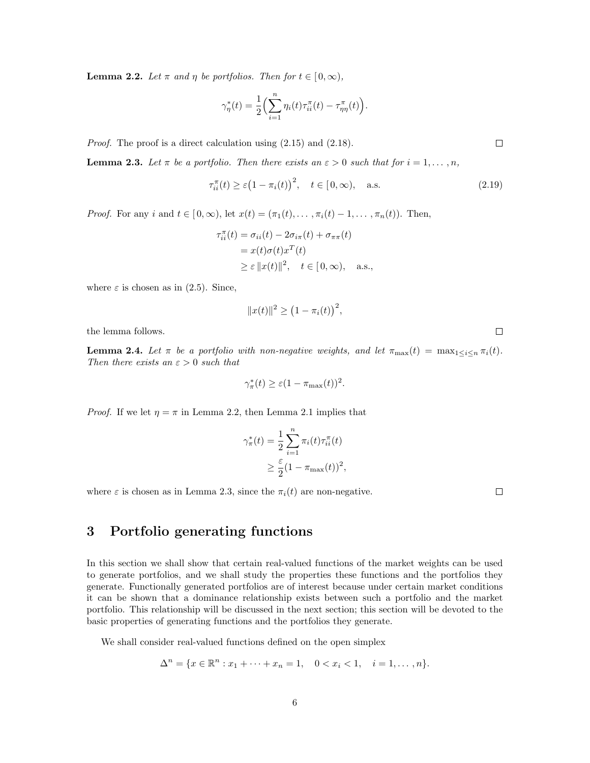**Lemma 2.2.** *Let $\pi$ and $\eta$ be portfolios. Then for $t \in [0, \infty)$,*

$$\gamma_\eta^*(t) = \frac{1}{2}\Big(\sum_{i=1}^n \eta_i(t)\tau_{ii}^\pi(t) - \tau_{\eta\eta}^\pi(t)\Big).$$

*Proof.* The proof is a direct calculation using (2.15) and (2.18). □

**Lemma 2.3.** *Let $\pi$ be a portfolio. Then there exists an $\varepsilon > 0$ such that for $i = 1, \dots, n$,*

$$\tau_{ii}^\pi(t) \geq \varepsilon\big(1 - \pi_i(t)\big)^2, \quad t \in [0, \infty), \quad \text{a.s.} \tag{2.19}$$

*Proof.* For any $i$ and $t \in [0, \infty)$, let $x(t) = (\pi_1(t), \dots, \pi_i(t) - 1, \dots, \pi_n(t))$. Then,

$$\begin{aligned}
\tau_{ii}^\pi(t) &= \sigma_{ii}(t) - 2\sigma_{i\pi}(t) + \sigma_{\pi\pi}(t) \\
&= x(t)\sigma(t)x^T(t) \\
&\geq \varepsilon\,\|x(t)\|^2, \quad t \in [0, \infty), \quad \text{a.s.},
\end{aligned}$$

where $\varepsilon$ is chosen as in (2.5). Since,

$$\|x(t)\|^2 \geq \big(1 - \pi_i(t)\big)^2,$$

the lemma follows. □

**Lemma 2.4.** *Let $\pi$ be a portfolio with non-negative weights, and let $\pi_{\max}(t) = \max_{1 \leq i \leq n} \pi_i(t)$. Then there exists an $\varepsilon > 0$ such that*

$$\gamma_\pi^*(t) \geq \varepsilon(1 - \pi_{\max}(t))^2.$$

*Proof.* If we let $\eta = \pi$ in Lemma 2.2, then Lemma 2.1 implies that

$$\begin{aligned}
\gamma_\pi^*(t) &= \frac{1}{2}\sum_{i=1}^n \pi_i(t)\tau_{ii}^\pi(t) \\
&\geq \frac{\varepsilon}{2}(1 - \pi_{\max}(t))^2,
\end{aligned}$$

where $\varepsilon$ is chosen as in Lemma 2.3, since the $\pi_i(t)$ are non-negative. □

# 3 Portfolio generating functions

In this section we shall show that certain real-valued functions of the market weights can be used to generate portfolios, and we shall study the properties these functions and the portfolios they generate. Functionally generated portfolios are of interest because under certain market conditions it can be shown that a dominance relationship exists between such a portfolio and the market portfolio. This relationship will be discussed in the next section; this section will be devoted to the basic properties of generating functions and the portfolios they generate.

We shall consider real-valued functions defined on the open simplex

$$\Delta^n = \{x \in \mathbb{R}^n : x_1 + \cdots + x_n = 1, \quad 0 < x_i < 1, \quad i = 1, \dots, n\}.$$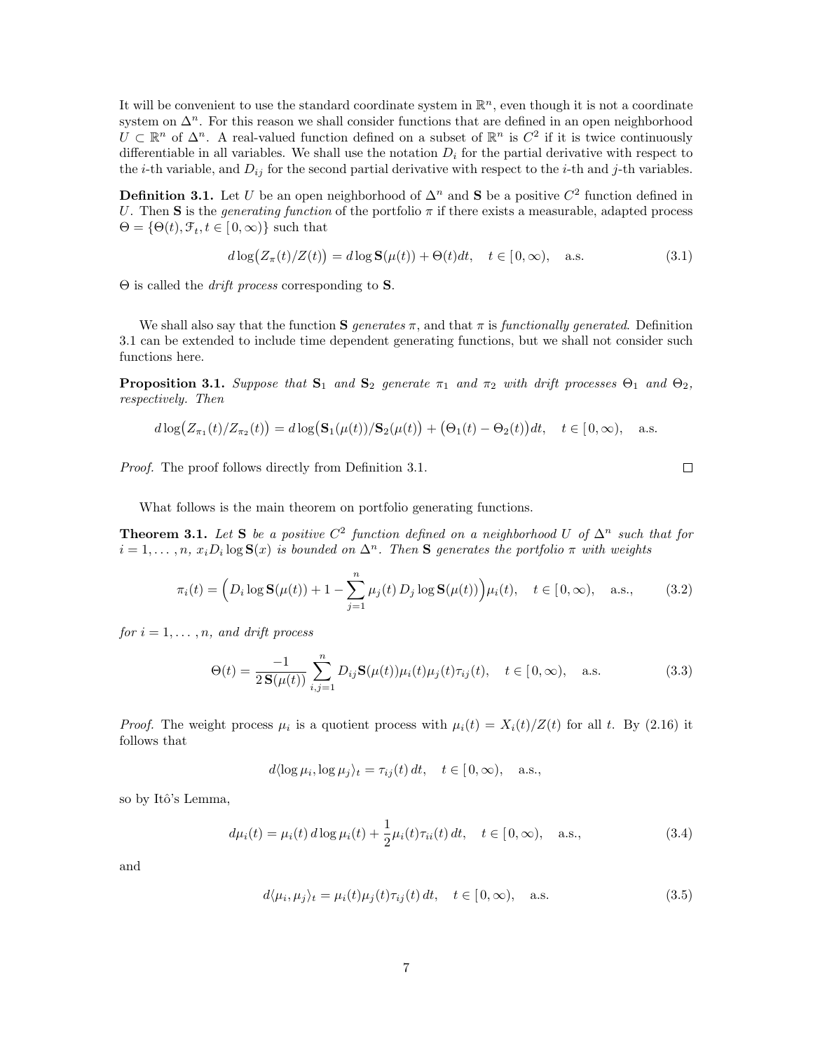It will be convenient to use the standard coordinate system in $\mathbb{R}^n$, even though it is not a coordinate system on $\Delta^n$. For this reason we shall consider functions that are defined in an open neighborhood $U \subset \mathbb{R}^n$ of $\Delta^n$. A real-valued function defined on a subset of $\mathbb{R}^n$ is $C^2$ if it is twice continuously differentiable in all variables. We shall use the notation $D_i$ for the partial derivative with respect to the $i$-th variable, and $D_{ij}$ for the second partial derivative with respect to the $i$-th and $j$-th variables.

**Definition 3.1.** Let $U$ be an open neighborhood of $\Delta^n$ and $\mathbf{S}$ be a positive $C^2$ function defined in $U$. Then $\mathbf{S}$ is the *generating function* of the portfolio $\pi$ if there exists a measurable, adapted process $\Theta = \{\Theta(t), \mathcal{F}_t, t \in [0, \infty)\}$ such that

$$d \log\big(Z_\pi(t)/Z(t)\big) = d \log \mathbf{S}(\mu(t)) + \Theta(t) dt, \quad t \in [0, \infty), \quad \text{a.s.} \tag{3.1}$$

$\Theta$ is called the *drift process* corresponding to $\mathbf{S}$.

We shall also say that the function $\mathbf{S}$ *generates* $\pi$, and that $\pi$ is *functionally generated*. Definition 3.1 can be extended to include time dependent generating functions, but we shall not consider such functions here.

**Proposition 3.1.** *Suppose that $\mathbf{S}_1$ and $\mathbf{S}_2$ generate $\pi_1$ and $\pi_2$ with drift processes $\Theta_1$ and $\Theta_2$, respectively. Then*

$$d \log\big(Z_{\pi_1}(t)/Z_{\pi_2}(t)\big) = d \log\big(\mathbf{S}_1(\mu(t))/\mathbf{S}_2(\mu(t)\big) + \big(\Theta_1(t) - \Theta_2(t)\big) dt, \quad t \in [0, \infty), \quad \text{a.s.}$$

*Proof.* The proof follows directly from Definition 3.1. $\square$

What follows is the main theorem on portfolio generating functions.

**Theorem 3.1.** *Let $\mathbf{S}$ be a positive $C^2$ function defined on a neighborhood $U$ of $\Delta^n$ such that for $i = 1, \ldots, n$, $x_i D_i \log \mathbf{S}(x)$ is bounded on $\Delta^n$. Then $\mathbf{S}$ generates the portfolio $\pi$ with weights*

$$\pi_i(t) = \Big( D_i \log \mathbf{S}(\mu(t)) + 1 - \sum_{j=1}^{n} \mu_j(t)\, D_j \log \mathbf{S}(\mu(t)) \Big) \mu_i(t), \quad t \in [0, \infty), \quad \text{a.s.}, \tag{3.2}$$

*for $i = 1, \ldots, n$, and drift process*

$$\Theta(t) = \frac{-1}{2\,\mathbf{S}(\mu(t))} \sum_{i,j=1}^{n} D_{ij} \mathbf{S}(\mu(t)) \mu_i(t) \mu_j(t) \tau_{ij}(t), \quad t \in [0, \infty), \quad \text{a.s.} \tag{3.3}$$

*Proof.* The weight process $\mu_i$ is a quotient process with $\mu_i(t) = X_i(t)/Z(t)$ for all $t$. By (2.16) it follows that

$$d\langle \log \mu_i, \log \mu_j \rangle_t = \tau_{ij}(t)\, dt, \quad t \in [0, \infty), \quad \text{a.s.},$$

so by Itô's Lemma,

$$d\mu_i(t) = \mu_i(t)\, d \log \mu_i(t) + \frac{1}{2} \mu_i(t) \tau_{ii}(t)\, dt, \quad t \in [0, \infty), \quad \text{a.s.}, \tag{3.4}$$

and

$$d\langle \mu_i, \mu_j \rangle_t = \mu_i(t) \mu_j(t) \tau_{ij}(t)\, dt, \quad t \in [0, \infty), \quad \text{a.s.} \tag{3.5}$$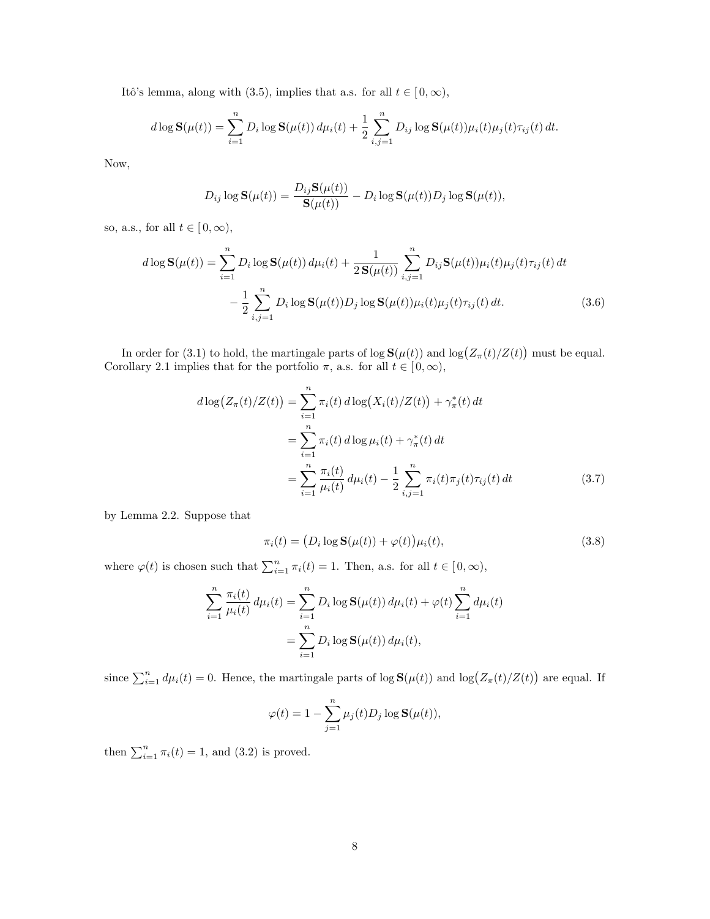Itô's lemma, along with (3.5), implies that a.s. for all $t \in [0, \infty)$,

$$d \log \mathbf{S}(\mu(t)) = \sum_{i=1}^{n} D_i \log \mathbf{S}(\mu(t))\, d\mu_i(t) + \frac{1}{2} \sum_{i,j=1}^{n} D_{ij} \log \mathbf{S}(\mu(t)) \mu_i(t) \mu_j(t) \tau_{ij}(t)\, dt.$$

Now,

$$D_{ij} \log \mathbf{S}(\mu(t)) = \frac{D_{ij}\mathbf{S}(\mu(t))}{\mathbf{S}(\mu(t))} - D_i \log \mathbf{S}(\mu(t)) D_j \log \mathbf{S}(\mu(t)),$$

so, a.s., for all $t \in [0, \infty)$,

$$\begin{aligned} d \log \mathbf{S}(\mu(t)) = \sum_{i=1}^{n} D_i \log \mathbf{S}(\mu(t))\, d\mu_i(t) &+ \frac{1}{2\,\mathbf{S}(\mu(t))} \sum_{i,j=1}^{n} D_{ij}\mathbf{S}(\mu(t)) \mu_i(t) \mu_j(t) \tau_{ij}(t)\, dt \\ &- \frac{1}{2} \sum_{i,j=1}^{n} D_i \log \mathbf{S}(\mu(t)) D_j \log \mathbf{S}(\mu(t)) \mu_i(t) \mu_j(t) \tau_{ij}(t)\, dt. \end{aligned} \tag{3.6}$$

In order for (3.1) to hold, the martingale parts of $\log \mathbf{S}(\mu(t))$ and $\log\big(Z_\pi(t)/Z(t)\big)$ must be equal. Corollary 2.1 implies that for the portfolio $\pi$, a.s. for all $t \in [0, \infty)$,

$$\begin{aligned} d \log\big(Z_\pi(t)/Z(t)\big) &= \sum_{i=1}^{n} \pi_i(t)\, d \log\big(X_i(t)/Z(t)\big) + \gamma_\pi^*(t)\, dt \\ &= \sum_{i=1}^{n} \pi_i(t)\, d \log \mu_i(t) + \gamma_\pi^*(t)\, dt \\ &= \sum_{i=1}^{n} \frac{\pi_i(t)}{\mu_i(t)}\, d\mu_i(t) - \frac{1}{2} \sum_{i,j=1}^{n} \pi_i(t) \pi_j(t) \tau_{ij}(t)\, dt \end{aligned} \tag{3.7}$$

by Lemma 2.2. Suppose that

$$\pi_i(t) = \big(D_i \log \mathbf{S}(\mu(t)) + \varphi(t)\big)\mu_i(t), \tag{3.8}$$

where $\varphi(t)$ is chosen such that $\sum_{i=1}^n \pi_i(t) = 1$. Then, a.s. for all $t \in [0, \infty)$,

$$\begin{aligned} \sum_{i=1}^{n} \frac{\pi_i(t)}{\mu_i(t)}\, d\mu_i(t) &= \sum_{i=1}^{n} D_i \log \mathbf{S}(\mu(t))\, d\mu_i(t) + \varphi(t) \sum_{i=1}^{n} d\mu_i(t) \\ &= \sum_{i=1}^{n} D_i \log \mathbf{S}(\mu(t))\, d\mu_i(t), \end{aligned}$$

since $\sum_{i=1}^n d\mu_i(t) = 0$. Hence, the martingale parts of $\log \mathbf{S}(\mu(t))$ and $\log\big(Z_\pi(t)/Z(t)\big)$ are equal. If

$$\varphi(t) = 1 - \sum_{j=1}^{n} \mu_j(t) D_j \log \mathbf{S}(\mu(t)),$$

then $\sum_{i=1}^n \pi_i(t) = 1$, and (3.2) is proved.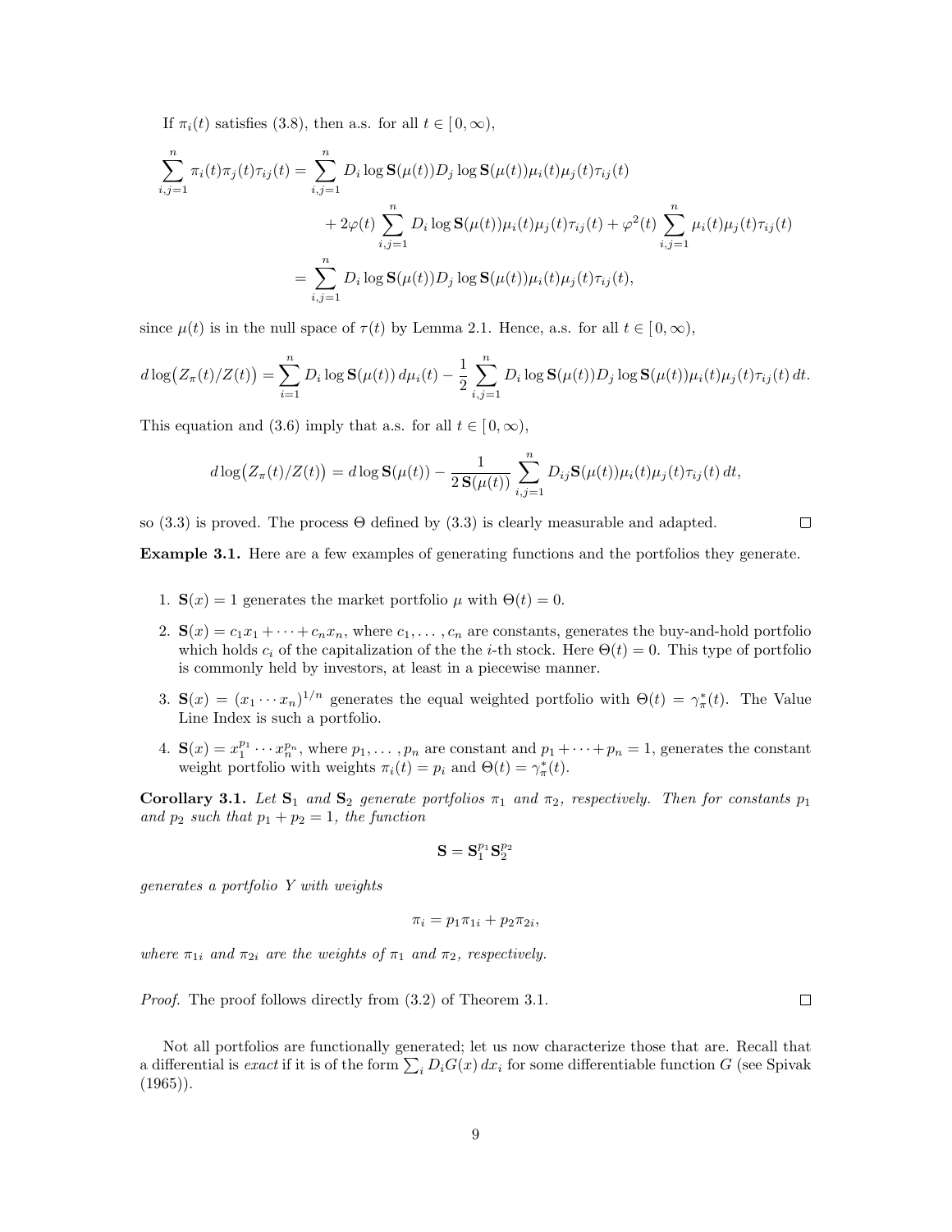If $\pi_i(t)$ satisfies (3.8), then a.s. for all $t \in [\,0, \infty)$,

$$
\begin{aligned}
\sum_{i,j=1}^{n} \pi_i(t)\pi_j(t)\tau_{ij}(t) &= \sum_{i,j=1}^{n} D_i \log \mathbf{S}(\mu(t)) D_j \log \mathbf{S}(\mu(t))\mu_i(t)\mu_j(t)\tau_{ij}(t) \\
&\qquad + 2\varphi(t) \sum_{i,j=1}^{n} D_i \log \mathbf{S}(\mu(t))\mu_i(t)\mu_j(t)\tau_{ij}(t) + \varphi^2(t) \sum_{i,j=1}^{n} \mu_i(t)\mu_j(t)\tau_{ij}(t) \\
&= \sum_{i,j=1}^{n} D_i \log \mathbf{S}(\mu(t)) D_j \log \mathbf{S}(\mu(t))\mu_i(t)\mu_j(t)\tau_{ij}(t),
\end{aligned}
$$

since $\mu(t)$ is in the null space of $\tau(t)$ by Lemma 2.1. Hence, a.s. for all $t \in [\,0, \infty)$,

$$
d\log\big(Z_\pi(t)/Z(t)\big) = \sum_{i=1}^{n} D_i \log \mathbf{S}(\mu(t))\, d\mu_i(t) - \frac{1}{2}\sum_{i,j=1}^{n} D_i \log \mathbf{S}(\mu(t)) D_j \log \mathbf{S}(\mu(t))\mu_i(t)\mu_j(t)\tau_{ij}(t)\, dt.
$$

This equation and (3.6) imply that a.s. for all $t \in [\,0, \infty)$,

$$
d\log\big(Z_\pi(t)/Z(t)\big) = d\log \mathbf{S}(\mu(t)) - \frac{1}{2\,\mathbf{S}(\mu(t))}\sum_{i,j=1}^{n} D_{ij}\mathbf{S}(\mu(t))\mu_i(t)\mu_j(t)\tau_{ij}(t)\, dt,
$$

so (3.3) is proved. The process $\Theta$ defined by (3.3) is clearly measurable and adapted. □

**Example 3.1.** Here are a few examples of generating functions and the portfolios they generate.

1. $\mathbf{S}(x) = 1$ generates the market portfolio $\mu$ with $\Theta(t) = 0$.
2. $\mathbf{S}(x) = c_1x_1 + \cdots + c_nx_n$, where $c_1, \ldots, c_n$ are constants, generates the buy-and-hold portfolio which holds $c_i$ of the capitalization of the the $i$-th stock. Here $\Theta(t) = 0$. This type of portfolio is commonly held by investors, at least in a piecewise manner.
3. $\mathbf{S}(x) = (x_1 \cdots x_n)^{1/n}$ generates the equal weighted portfolio with $\Theta(t) = \gamma^*_\pi(t)$. The Value Line Index is such a portfolio.
4. $\mathbf{S}(x) = x_1^{p_1} \cdots x_n^{p_n}$, where $p_1, \ldots, p_n$ are constant and $p_1 + \cdots + p_n = 1$, generates the constant weight portfolio with weights $\pi_i(t) = p_i$ and $\Theta(t) = \gamma^*_\pi(t)$.

**Corollary 3.1.** *Let $\mathbf{S}_1$ and $\mathbf{S}_2$ generate portfolios $\pi_1$ and $\pi_2$, respectively. Then for constants $p_1$ and $p_2$ such that $p_1 + p_2 = 1$, the function*

$$
\mathbf{S} = \mathbf{S}_1^{p_1}\mathbf{S}_2^{p_2}
$$

*generates a portfolio $Y$ with weights*

$$
\pi_i = p_1\pi_{1i} + p_2\pi_{2i},
$$

*where $\pi_{1i}$ and $\pi_{2i}$ are the weights of $\pi_1$ and $\pi_2$, respectively.*

*Proof.* The proof follows directly from (3.2) of Theorem 3.1. □

Not all portfolios are functionally generated; let us now characterize those that are. Recall that a differential is *exact* if it is of the form $\sum_i D_iG(x)\, dx_i$ for some differentiable function $G$ (see Spivak (1965)).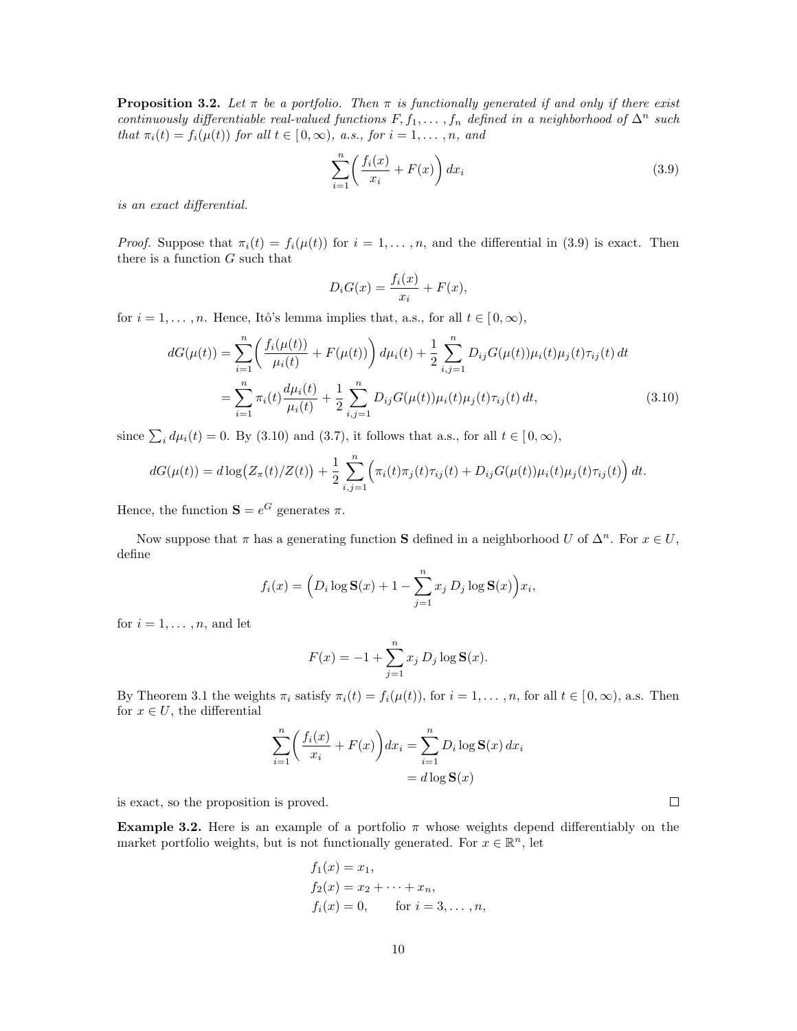**Proposition 3.2.** *Let $\pi$ be a portfolio. Then $\pi$ is functionally generated if and only if there exist continuously differentiable real-valued functions $F, f_1, \dots, f_n$ defined in a neighborhood of $\Delta^n$ such that $\pi_i(t) = f_i(\mu(t))$ for all $t \in [0, \infty)$, a.s., for $i = 1, \dots, n$, and*

$$\sum_{i=1}^{n} \Big( \frac{f_i(x)}{x_i} + F(x) \Big)\, dx_i \tag{3.9}$$

*is an exact differential.*

*Proof.* Suppose that $\pi_i(t) = f_i(\mu(t))$ for $i = 1, \dots, n$, and the differential in (3.9) is exact. Then there is a function $G$ such that

$$D_i G(x) = \frac{f_i(x)}{x_i} + F(x),$$

for $i = 1, \dots, n$. Hence, Itô's lemma implies that, a.s., for all $t \in [0, \infty)$,

$$\begin{aligned} dG(\mu(t)) &= \sum_{i=1}^{n} \Big( \frac{f_i(\mu(t))}{\mu_i(t)} + F(\mu(t)) \Big)\, d\mu_i(t) + \frac{1}{2} \sum_{i,j=1}^{n} D_{ij} G(\mu(t)) \mu_i(t) \mu_j(t) \tau_{ij}(t)\, dt \\ &= \sum_{i=1}^{n} \pi_i(t) \frac{d\mu_i(t)}{\mu_i(t)} + \frac{1}{2} \sum_{i,j=1}^{n} D_{ij} G(\mu(t)) \mu_i(t) \mu_j(t) \tau_{ij}(t)\, dt, \end{aligned} \tag{3.10}$$

since $\sum_i d\mu_i(t) = 0$. By (3.10) and (3.7), it follows that a.s., for all $t \in [0, \infty)$,

$$dG(\mu(t)) = d \log\big(Z_\pi(t)/Z(t)\big) + \frac{1}{2} \sum_{i,j=1}^{n} \Big( \pi_i(t) \pi_j(t) \tau_{ij}(t) + D_{ij} G(\mu(t)) \mu_i(t) \mu_j(t) \tau_{ij}(t) \Big)\, dt.$$

Hence, the function $\mathbf{S} = e^G$ generates $\pi$.

Now suppose that $\pi$ has a generating function $\mathbf{S}$ defined in a neighborhood $U$ of $\Delta^n$. For $x \in U$, define

$$f_i(x) = \Big( D_i \log \mathbf{S}(x) + 1 - \sum_{j=1}^{n} x_j\, D_j \log \mathbf{S}(x) \Big) x_i,$$

for $i = 1, \dots, n$, and let

$$F(x) = -1 + \sum_{j=1}^{n} x_j\, D_j \log \mathbf{S}(x).$$

By Theorem 3.1 the weights $\pi_i$ satisfy $\pi_i(t) = f_i(\mu(t))$, for $i = 1, \dots, n$, for all $t \in [0, \infty)$, a.s. Then for $x \in U$, the differential

$$\begin{aligned} \sum_{i=1}^{n} \Big( \frac{f_i(x)}{x_i} + F(x) \Big) dx_i &= \sum_{i=1}^{n} D_i \log \mathbf{S}(x)\, dx_i \\ &= d \log \mathbf{S}(x) \end{aligned}$$

is exact, so the proposition is proved. □

**Example 3.2.** Here is an example of a portfolio $\pi$ whose weights depend differentiably on the market portfolio weights, but is not functionally generated. For $x \in \mathbb{R}^n$, let

$$\begin{aligned} f_1(x) &= x_1, \\ f_2(x) &= x_2 + \cdots + x_n, \\ f_i(x) &= 0, \qquad \text{for } i = 3, \dots, n, \end{aligned}$$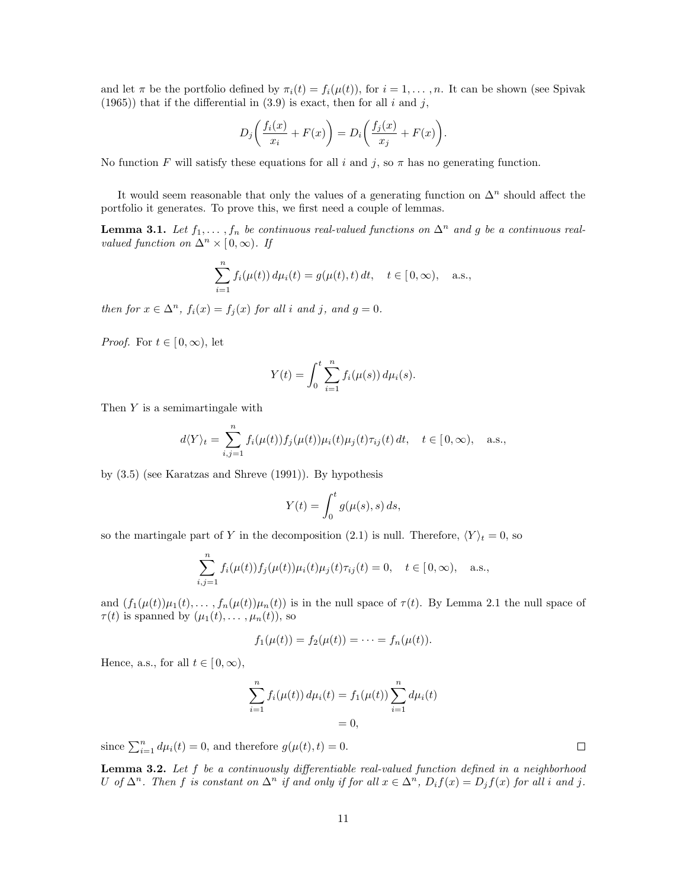and let $\pi$ be the portfolio defined by $\pi_i(t) = f_i(\mu(t))$, for $i = 1, \dots, n$. It can be shown (see Spivak (1965)) that if the differential in (3.9) is exact, then for all $i$ and $j$,

$$D_j\bigg(\frac{f_i(x)}{x_i} + F(x)\bigg) = D_i\bigg(\frac{f_j(x)}{x_j} + F(x)\bigg).$$

No function $F$ will satisfy these equations for all $i$ and $j$, so $\pi$ has no generating function.

It would seem reasonable that only the values of a generating function on $\Delta^n$ should affect the portfolio it generates. To prove this, we first need a couple of lemmas.

**Lemma 3.1.** *Let $f_1, \dots, f_n$ be continuous real-valued functions on $\Delta^n$ and $g$ be a continuous real-valued function on $\Delta^n \times [0, \infty)$. If*

$$\sum_{i=1}^n f_i(\mu(t))\, d\mu_i(t) = g(\mu(t), t)\, dt, \quad t \in [0, \infty), \quad \text{a.s.},$$

*then for $x \in \Delta^n$, $f_i(x) = f_j(x)$ for all $i$ and $j$, and $g = 0$.*

*Proof.* For $t \in [0, \infty)$, let

$$Y(t) = \int_0^t \sum_{i=1}^n f_i(\mu(s))\, d\mu_i(s).$$

Then $Y$ is a semimartingale with

$$d\langle Y \rangle_t = \sum_{i,j=1}^n f_i(\mu(t)) f_j(\mu(t)) \mu_i(t) \mu_j(t) \tau_{ij}(t)\, dt, \quad t \in [0, \infty), \quad \text{a.s.},$$

by (3.5) (see Karatzas and Shreve (1991)). By hypothesis

$$Y(t) = \int_0^t g(\mu(s), s)\, ds,$$

so the martingale part of $Y$ in the decomposition (2.1) is null. Therefore, $\langle Y \rangle_t = 0$, so

$$\sum_{i,j=1}^n f_i(\mu(t)) f_j(\mu(t)) \mu_i(t) \mu_j(t) \tau_{ij}(t) = 0, \quad t \in [0, \infty), \quad \text{a.s.},$$

and $(f_1(\mu(t))\mu_1(t), \dots, f_n(\mu(t))\mu_n(t))$ is in the null space of $\tau(t)$. By Lemma 2.1 the null space of $\tau(t)$ is spanned by $(\mu_1(t), \dots, \mu_n(t))$, so

$$f_1(\mu(t)) = f_2(\mu(t)) = \cdots = f_n(\mu(t)).$$

Hence, a.s., for all $t \in [0, \infty)$,

$$\begin{aligned}
\sum_{i=1}^n f_i(\mu(t))\, d\mu_i(t) &= f_1(\mu(t)) \sum_{i=1}^n d\mu_i(t) \\
&= 0,
\end{aligned}$$

since $\sum_{i=1}^n d\mu_i(t) = 0$, and therefore $g(\mu(t), t) = 0$. $\square$

**Lemma 3.2.** *Let $f$ be a continuously differentiable real-valued function defined in a neighborhood $U$ of $\Delta^n$. Then $f$ is constant on $\Delta^n$ if and only if for all $x \in \Delta^n$, $D_i f(x) = D_j f(x)$ for all $i$ and $j$.*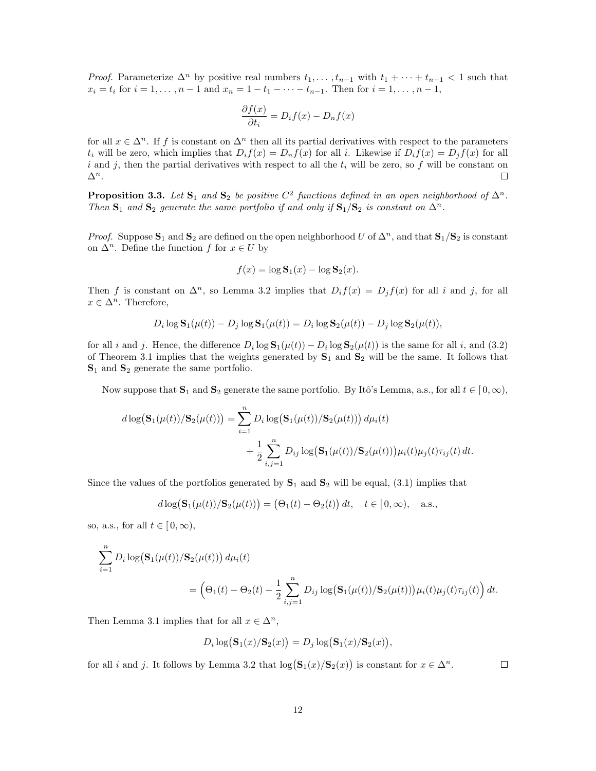*Proof.* Parameterize $\Delta^n$ by positive real numbers $t_1, \ldots, t_{n-1}$ with $t_1 + \cdots + t_{n-1} < 1$ such that $x_i = t_i$ for $i = 1, \ldots, n-1$ and $x_n = 1 - t_1 - \cdots - t_{n-1}$. Then for $i = 1, \ldots, n-1$,

$$\frac{\partial f(x)}{\partial t_i} = D_i f(x) - D_n f(x)$$

for all $x \in \Delta^n$. If $f$ is constant on $\Delta^n$ then all its partial derivatives with respect to the parameters $t_i$ will be zero, which implies that $D_i f(x) = D_n f(x)$ for all $i$. Likewise if $D_i f(x) = D_j f(x)$ for all $i$ and $j$, then the partial derivatives with respect to all the $t_i$ will be zero, so $f$ will be constant on $\Delta^n$. $\square$

**Proposition 3.3.** *Let $\mathbf{S}_1$ and $\mathbf{S}_2$ be positive $C^2$ functions defined in an open neighborhood of $\Delta^n$. Then $\mathbf{S}_1$ and $\mathbf{S}_2$ generate the same portfolio if and only if $\mathbf{S}_1/\mathbf{S}_2$ is constant on $\Delta^n$.*

*Proof.* Suppose $\mathbf{S}_1$ and $\mathbf{S}_2$ are defined on the open neighborhood $U$ of $\Delta^n$, and that $\mathbf{S}_1/\mathbf{S}_2$ is constant on $\Delta^n$. Define the function $f$ for $x \in U$ by

$$f(x) = \log \mathbf{S}_1(x) - \log \mathbf{S}_2(x).$$

Then $f$ is constant on $\Delta^n$, so Lemma 3.2 implies that $D_i f(x) = D_j f(x)$ for all $i$ and $j$, for all $x \in \Delta^n$. Therefore,

$$D_i \log \mathbf{S}_1(\mu(t)) - D_j \log \mathbf{S}_1(\mu(t)) = D_i \log \mathbf{S}_2(\mu(t)) - D_j \log \mathbf{S}_2(\mu(t)),$$

for all $i$ and $j$. Hence, the difference $D_i \log \mathbf{S}_1(\mu(t)) - D_i \log \mathbf{S}_2(\mu(t))$ is the same for all $i$, and (3.2) of Theorem 3.1 implies that the weights generated by $\mathbf{S}_1$ and $\mathbf{S}_2$ will be the same. It follows that $\mathbf{S}_1$ and $\mathbf{S}_2$ generate the same portfolio.

Now suppose that $\mathbf{S}_1$ and $\mathbf{S}_2$ generate the same portfolio. By Itô's Lemma, a.s., for all $t \in [0, \infty)$,

$$\begin{aligned} d \log\big(\mathbf{S}_1(\mu(t))/\mathbf{S}_2(\mu(t))\big) &= \sum_{i=1}^n D_i \log\big(\mathbf{S}_1(\mu(t))/\mathbf{S}_2(\mu(t))\big)\, d\mu_i(t) \\ &\quad + \frac{1}{2} \sum_{i,j=1}^n D_{ij} \log\big(\mathbf{S}_1(\mu(t))/\mathbf{S}_2(\mu(t))\big) \mu_i(t)\mu_j(t)\tau_{ij}(t)\, dt. \end{aligned}$$

Since the values of the portfolios generated by $\mathbf{S}_1$ and $\mathbf{S}_2$ will be equal, (3.1) implies that

$$d \log\big(\mathbf{S}_1(\mu(t))/\mathbf{S}_2(\mu(t))\big) = \big(\Theta_1(t) - \Theta_2(t)\big)\, dt, \quad t \in [0, \infty), \quad \text{a.s.},$$

so, a.s., for all $t \in [0, \infty)$,

$$\begin{aligned} &\sum_{i=1}^n D_i \log\big(\mathbf{S}_1(\mu(t))/\mathbf{S}_2(\mu(t))\big)\, d\mu_i(t) \\ &\qquad = \Big(\Theta_1(t) - \Theta_2(t) - \frac{1}{2} \sum_{i,j=1}^n D_{ij} \log\big(\mathbf{S}_1(\mu(t))/\mathbf{S}_2(\mu(t))\big)\mu_i(t)\mu_j(t)\tau_{ij}(t)\Big)\, dt. \end{aligned}$$

Then Lemma 3.1 implies that for all $x \in \Delta^n$,

$$D_i \log\big(\mathbf{S}_1(x)/\mathbf{S}_2(x)\big) = D_j \log\big(\mathbf{S}_1(x)/\mathbf{S}_2(x)\big),$$

for all $i$ and $j$. It follows by Lemma 3.2 that $\log\big(\mathbf{S}_1(x)/\mathbf{S}_2(x)\big)$ is constant for $x \in \Delta^n$. $\square$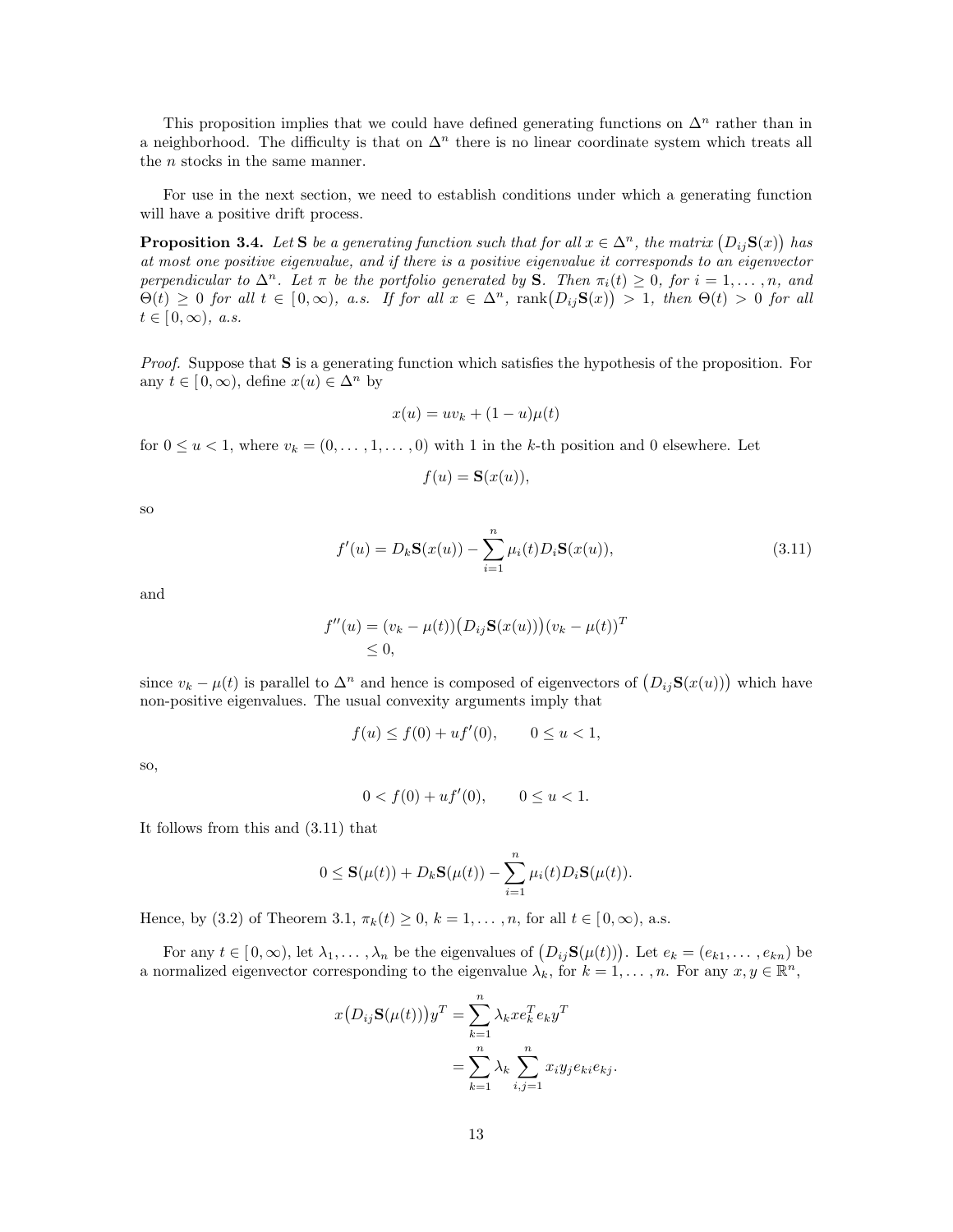This proposition implies that we could have defined generating functions on $\Delta^n$ rather than in a neighborhood. The difficulty is that on $\Delta^n$ there is no linear coordinate system which treats all the $n$ stocks in the same manner.

For use in the next section, we need to establish conditions under which a generating function will have a positive drift process.

**Proposition 3.4.** *Let* $\mathbf{S}$ *be a generating function such that for all* $x \in \Delta^n$*, the matrix* $\big(D_{ij}\mathbf{S}(x)\big)$ *has at most one positive eigenvalue, and if there is a positive eigenvalue it corresponds to an eigenvector perpendicular to* $\Delta^n$*. Let* $\pi$ *be the portfolio generated by* $\mathbf{S}$*. Then* $\pi_i(t) \geq 0$*, for* $i = 1, \dots, n$*, and* $\Theta(t) \geq 0$ *for all* $t \in [0, \infty)$*, a.s. If for all* $x \in \Delta^n$*,* $\operatorname{rank}\big(D_{ij}\mathbf{S}(x)\big) > 1$*, then* $\Theta(t) > 0$ *for all* $t \in [0, \infty)$*, a.s.*

*Proof.* Suppose that $\mathbf{S}$ is a generating function which satisfies the hypothesis of the proposition. For any $t \in [0, \infty)$, define $x(u) \in \Delta^n$ by

$$x(u) = uv_k + (1-u)\mu(t)$$

for $0 \leq u < 1$, where $v_k = (0, \dots, 1, \dots, 0)$ with 1 in the $k$-th position and 0 elsewhere. Let

$$f(u) = \mathbf{S}(x(u)),$$

so

$$f'(u) = D_k\mathbf{S}(x(u)) - \sum_{i=1}^{n} \mu_i(t) D_i\mathbf{S}(x(u)), \tag{3.11}$$

and

$$\begin{aligned} f''(u) &= (v_k - \mu(t))\big(D_{ij}\mathbf{S}(x(u))\big)(v_k - \mu(t))^T \\ &\leq 0, \end{aligned}$$

since $v_k - \mu(t)$ is parallel to $\Delta^n$ and hence is composed of eigenvectors of $\big(D_{ij}\mathbf{S}(x(u))\big)$ which have non-positive eigenvalues. The usual convexity arguments imply that

$$f(u) \leq f(0) + uf'(0), \qquad 0 \leq u < 1,$$

so,

$$0 < f(0) + uf'(0), \qquad 0 \leq u < 1.$$

It follows from this and (3.11) that

$$0 \leq \mathbf{S}(\mu(t)) + D_k\mathbf{S}(\mu(t)) - \sum_{i=1}^{n} \mu_i(t) D_i\mathbf{S}(\mu(t)).$$

Hence, by (3.2) of Theorem 3.1, $\pi_k(t) \geq 0$, $k = 1, \dots, n$, for all $t \in [0, \infty)$, a.s.

For any $t \in [0, \infty)$, let $\lambda_1, \dots, \lambda_n$ be the eigenvalues of $\big(D_{ij}\mathbf{S}(\mu(t))\big)$. Let $e_k = (e_{k1}, \dots, e_{kn})$ be a normalized eigenvector corresponding to the eigenvalue $\lambda_k$, for $k = 1, \dots, n$. For any $x, y \in \mathbb{R}^n$,

$$\begin{aligned} x\big(D_{ij}\mathbf{S}(\mu(t))\big)y^T &= \sum_{k=1}^{n} \lambda_k x e_k^T e_k y^T \\ &= \sum_{k=1}^{n} \lambda_k \sum_{i,j=1}^{n} x_i y_j e_{ki} e_{kj}. \end{aligned}$$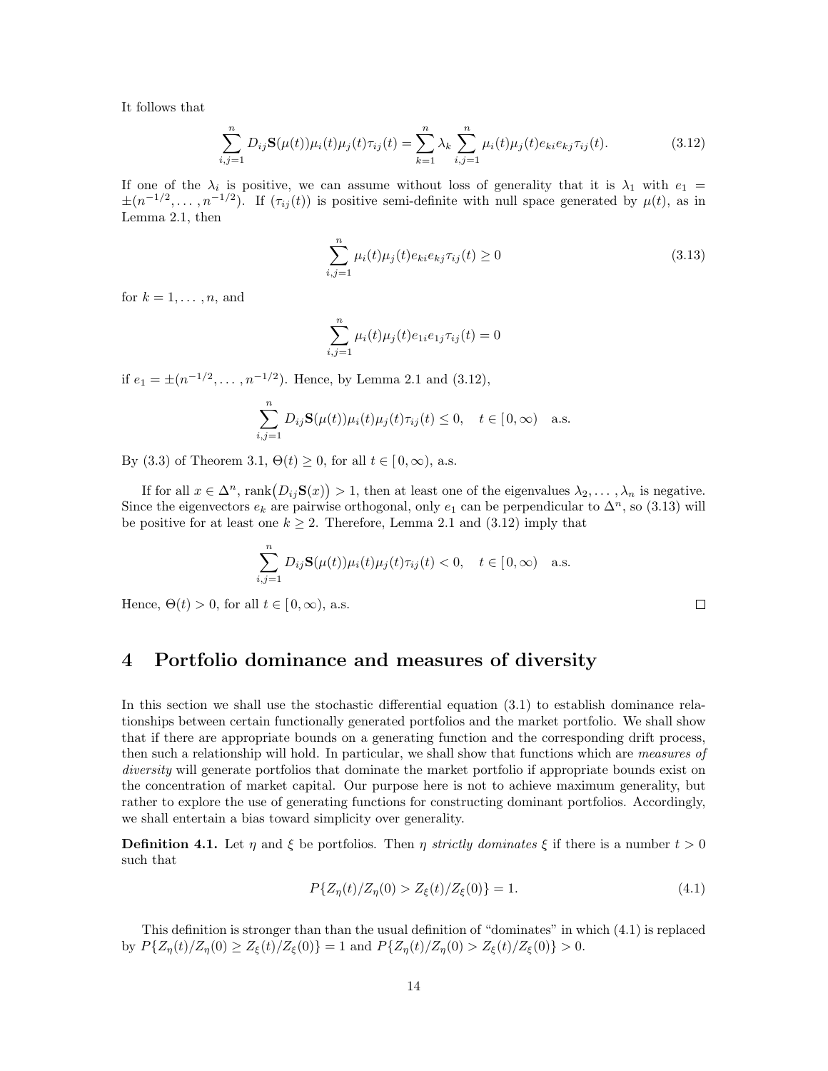It follows that

$$\sum_{i,j=1}^{n} D_{ij}\mathbf{S}(\mu(t))\mu_i(t)\mu_j(t)\tau_{ij}(t) = \sum_{k=1}^{n} \lambda_k \sum_{i,j=1}^{n} \mu_i(t)\mu_j(t)e_{ki}e_{kj}\tau_{ij}(t). \tag{3.12}$$

If one of the $\lambda_i$ is positive, we can assume without loss of generality that it is $\lambda_1$ with $e_1 = \pm(n^{-1/2}, \dots, n^{-1/2})$. If $(\tau_{ij}(t))$ is positive semi-definite with null space generated by $\mu(t)$, as in Lemma 2.1, then

$$\sum_{i,j=1}^{n} \mu_i(t)\mu_j(t)e_{ki}e_{kj}\tau_{ij}(t) \geq 0 \tag{3.13}$$

for $k = 1, \dots, n$, and

$$\sum_{i,j=1}^{n} \mu_i(t)\mu_j(t)e_{1i}e_{1j}\tau_{ij}(t) = 0$$

if $e_1 = \pm(n^{-1/2}, \dots, n^{-1/2})$. Hence, by Lemma 2.1 and (3.12),

$$\sum_{i,j=1}^{n} D_{ij}\mathbf{S}(\mu(t))\mu_i(t)\mu_j(t)\tau_{ij}(t) \leq 0, \quad t \in [0, \infty) \quad \text{a.s.}$$

By (3.3) of Theorem 3.1, $\Theta(t) \geq 0$, for all $t \in [0, \infty)$, a.s.

If for all $x \in \Delta^n$, $\operatorname{rank}\big(D_{ij}\mathbf{S}(x)\big) > 1$, then at least one of the eigenvalues $\lambda_2, \dots, \lambda_n$ is negative. Since the eigenvectors $e_k$ are pairwise orthogonal, only $e_1$ can be perpendicular to $\Delta^n$, so (3.13) will be positive for at least one $k \geq 2$. Therefore, Lemma 2.1 and (3.12) imply that

$$\sum_{i,j=1}^{n} D_{ij}\mathbf{S}(\mu(t))\mu_i(t)\mu_j(t)\tau_{ij}(t) < 0, \quad t \in [0, \infty) \quad \text{a.s.}$$

Hence, $\Theta(t) > 0$, for all $t \in [0, \infty)$, a.s. □

# 4 Portfolio dominance and measures of diversity

In this section we shall use the stochastic differential equation (3.1) to establish dominance relationships between certain functionally generated portfolios and the market portfolio. We shall show that if there are appropriate bounds on a generating function and the corresponding drift process, then such a relationship will hold. In particular, we shall show that functions which are *measures of diversity* will generate portfolios that dominate the market portfolio if appropriate bounds exist on the concentration of market capital. Our purpose here is not to achieve maximum generality, but rather to explore the use of generating functions for constructing dominant portfolios. Accordingly, we shall entertain a bias toward simplicity over generality.

**Definition 4.1.** Let $\eta$ and $\xi$ be portfolios. Then $\eta$ *strictly dominates* $\xi$ if there is a number $t > 0$ such that

$$P\{Z_\eta(t)/Z_\eta(0) > Z_\xi(t)/Z_\xi(0)\} = 1. \tag{4.1}$$

This definition is stronger than than the usual definition of "dominates" in which (4.1) is replaced by $P\{Z_\eta(t)/Z_\eta(0) \geq Z_\xi(t)/Z_\xi(0)\} = 1$ and $P\{Z_\eta(t)/Z_\eta(0) > Z_\xi(t)/Z_\xi(0)\} > 0$.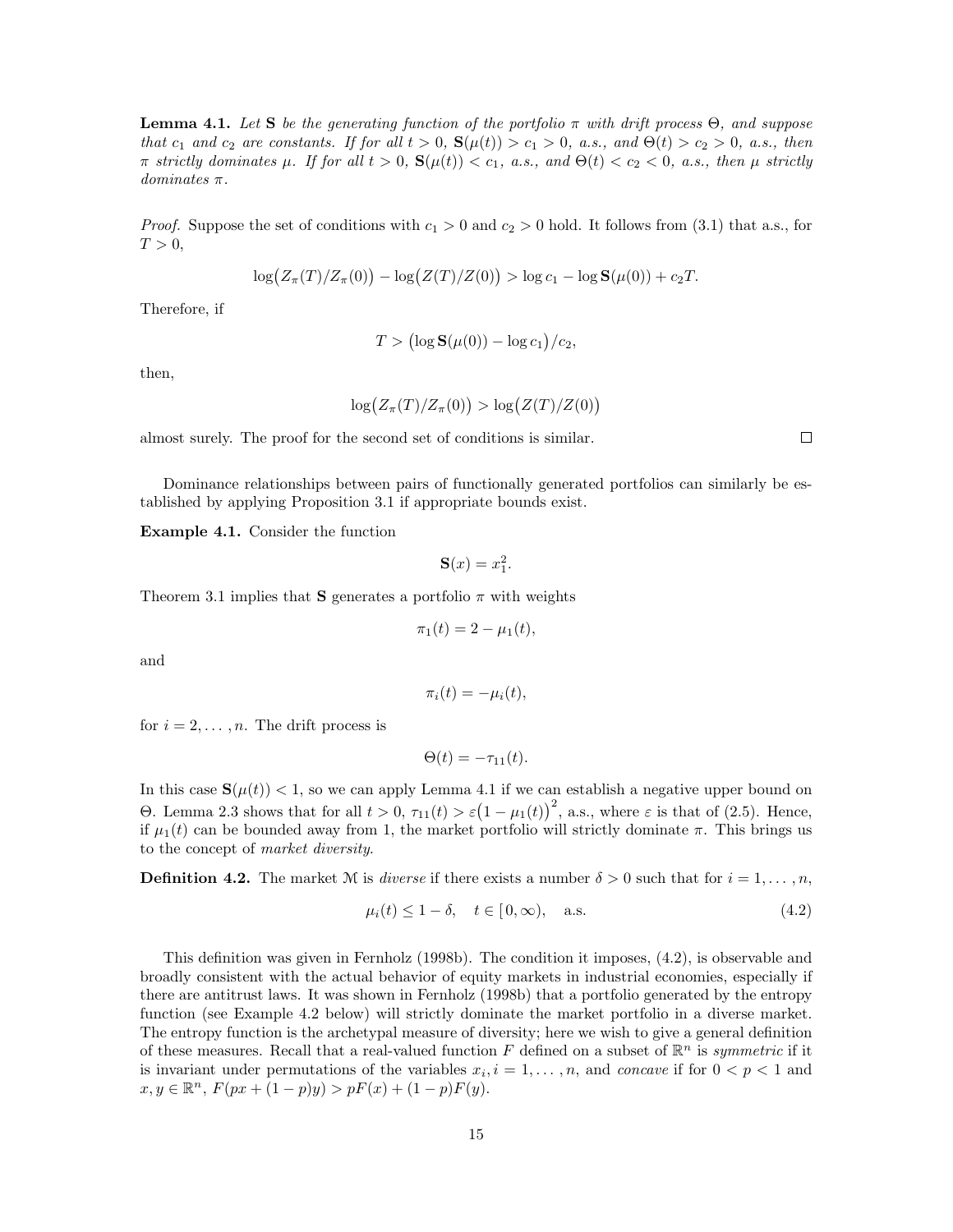**Lemma 4.1.** *Let* $\mathbf{S}$ *be the generating function of the portfolio* $\pi$ *with drift process* $\Theta$*, and suppose that* $c_1$ *and* $c_2$ *are constants. If for all* $t > 0$*,* $\mathbf{S}(\mu(t)) > c_1 > 0$*, a.s., and* $\Theta(t) > c_2 > 0$*, a.s., then* $\pi$ *strictly dominates* $\mu$*. If for all* $t > 0$*,* $\mathbf{S}(\mu(t)) < c_1$*, a.s., and* $\Theta(t) < c_2 < 0$*, a.s., then* $\mu$ *strictly dominates* $\pi$*.*

*Proof.* Suppose the set of conditions with $c_1 > 0$ and $c_2 > 0$ hold. It follows from (3.1) that a.s., for $T > 0$,

$$\log\big(Z_\pi(T)/Z_\pi(0)\big) - \log\big(Z(T)/Z(0)\big) > \log c_1 - \log \mathbf{S}(\mu(0)) + c_2 T.$$

Therefore, if

$$T > \big(\log \mathbf{S}(\mu(0)) - \log c_1\big)/c_2,$$

then,

$$\log\big(Z_\pi(T)/Z_\pi(0)\big) > \log\big(Z(T)/Z(0)\big)$$

almost surely. The proof for the second set of conditions is similar. □

Dominance relationships between pairs of functionally generated portfolios can similarly be established by applying Proposition 3.1 if appropriate bounds exist.

**Example 4.1.** Consider the function

$$\mathbf{S}(x) = x_1^2.$$

Theorem 3.1 implies that $\mathbf{S}$ generates a portfolio $\pi$ with weights

$$\pi_1(t) = 2 - \mu_1(t),$$

and

$$\pi_i(t) = -\mu_i(t),$$

for $i = 2, \ldots, n$. The drift process is

$$\Theta(t) = -\tau_{11}(t).$$

In this case $\mathbf{S}(\mu(t)) < 1$, so we can apply Lemma 4.1 if we can establish a negative upper bound on $\Theta$. Lemma 2.3 shows that for all $t > 0$, $\tau_{11}(t) > \varepsilon\big(1 - \mu_1(t)\big)^2$, a.s., where $\varepsilon$ is that of (2.5). Hence, if $\mu_1(t)$ can be bounded away from 1, the market portfolio will strictly dominate $\pi$. This brings us to the concept of *market diversity*.

**Definition 4.2.** The market $\mathcal{M}$ is *diverse* if there exists a number $\delta > 0$ such that for $i = 1, \ldots, n$,

$$\mu_i(t) \leq 1 - \delta, \quad t \in [0, \infty), \quad \text{a.s.} \tag{4.2}$$

This definition was given in Fernholz (1998b). The condition it imposes, (4.2), is observable and broadly consistent with the actual behavior of equity markets in industrial economies, especially if there are antitrust laws. It was shown in Fernholz (1998b) that a portfolio generated by the entropy function (see Example 4.2 below) will strictly dominate the market portfolio in a diverse market. The entropy function is the archetypal measure of diversity; here we wish to give a general definition of these measures. Recall that a real-valued function $F$ defined on a subset of $\mathbb{R}^n$ is *symmetric* if it is invariant under permutations of the variables $x_i, i = 1, \ldots, n$, and *concave* if for $0 < p < 1$ and $x, y \in \mathbb{R}^n$, $F(px + (1-p)y) > pF(x) + (1-p)F(y)$.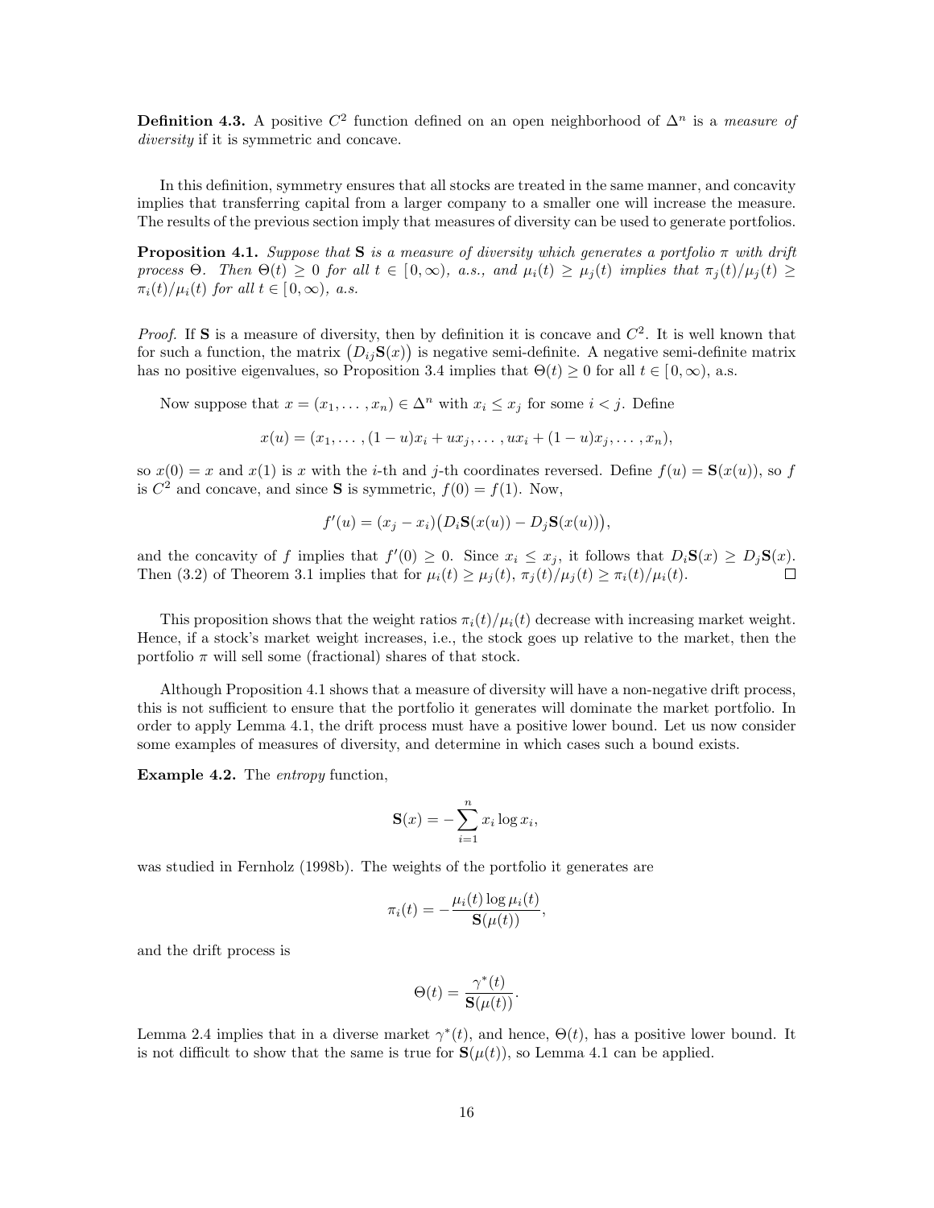**Definition 4.3.** A positive $C^2$ function defined on an open neighborhood of $\Delta^n$ is a *measure of diversity* if it is symmetric and concave.

In this definition, symmetry ensures that all stocks are treated in the same manner, and concavity implies that transferring capital from a larger company to a smaller one will increase the measure. The results of the previous section imply that measures of diversity can be used to generate portfolios.

**Proposition 4.1.** *Suppose that* $\mathbf{S}$ *is a measure of diversity which generates a portfolio* $\pi$ *with drift process* $\Theta$*. Then* $\Theta(t) \geq 0$ *for all* $t \in [0, \infty)$*, a.s., and* $\mu_i(t) \geq \mu_j(t)$ *implies that* $\pi_j(t)/\mu_j(t) \geq \pi_i(t)/\mu_i(t)$ *for all* $t \in [0, \infty)$*, a.s.*

*Proof.* If $\mathbf{S}$ is a measure of diversity, then by definition it is concave and $C^2$. It is well known that for such a function, the matrix $\big(D_{ij}\mathbf{S}(x)\big)$ is negative semi-definite. A negative semi-definite matrix has no positive eigenvalues, so Proposition 3.4 implies that $\Theta(t) \geq 0$ for all $t \in [0, \infty)$, a.s.

Now suppose that $x = (x_1, \ldots, x_n) \in \Delta^n$ with $x_i \leq x_j$ for some $i < j$. Define

$$x(u) = (x_1, \ldots, (1-u)x_i + ux_j, \ldots, ux_i + (1-u)x_j, \ldots, x_n),$$

so $x(0) = x$ and $x(1)$ is $x$ with the $i$-th and $j$-th coordinates reversed. Define $f(u) = \mathbf{S}(x(u))$, so $f$ is $C^2$ and concave, and since $\mathbf{S}$ is symmetric, $f(0) = f(1)$. Now,

$$f'(u) = (x_j - x_i)\big(D_i\mathbf{S}(x(u)) - D_j\mathbf{S}(x(u))\big),$$

and the concavity of $f$ implies that $f'(0) \geq 0$. Since $x_i \leq x_j$, it follows that $D_i\mathbf{S}(x) \geq D_j\mathbf{S}(x)$. Then (3.2) of Theorem 3.1 implies that for $\mu_i(t) \geq \mu_j(t)$, $\pi_j(t)/\mu_j(t) \geq \pi_i(t)/\mu_i(t)$. $\square$

This proposition shows that the weight ratios $\pi_i(t)/\mu_i(t)$ decrease with increasing market weight. Hence, if a stock's market weight increases, i.e., the stock goes up relative to the market, then the portfolio $\pi$ will sell some (fractional) shares of that stock.

Although Proposition 4.1 shows that a measure of diversity will have a non-negative drift process, this is not sufficient to ensure that the portfolio it generates will dominate the market portfolio. In order to apply Lemma 4.1, the drift process must have a positive lower bound. Let us now consider some examples of measures of diversity, and determine in which cases such a bound exists.

**Example 4.2.** The *entropy* function,

$$\mathbf{S}(x) = -\sum_{i=1}^{n} x_i \log x_i,$$

was studied in Fernholz (1998b). The weights of the portfolio it generates are

$$\pi_i(t) = -\frac{\mu_i(t)\log\mu_i(t)}{\mathbf{S}(\mu(t))},$$

and the drift process is

$$\Theta(t) = \frac{\gamma^*(t)}{\mathbf{S}(\mu(t))}.$$

Lemma 2.4 implies that in a diverse market $\gamma^*(t)$, and hence, $\Theta(t)$, has a positive lower bound. It is not difficult to show that the same is true for $\mathbf{S}(\mu(t))$, so Lemma 4.1 can be applied.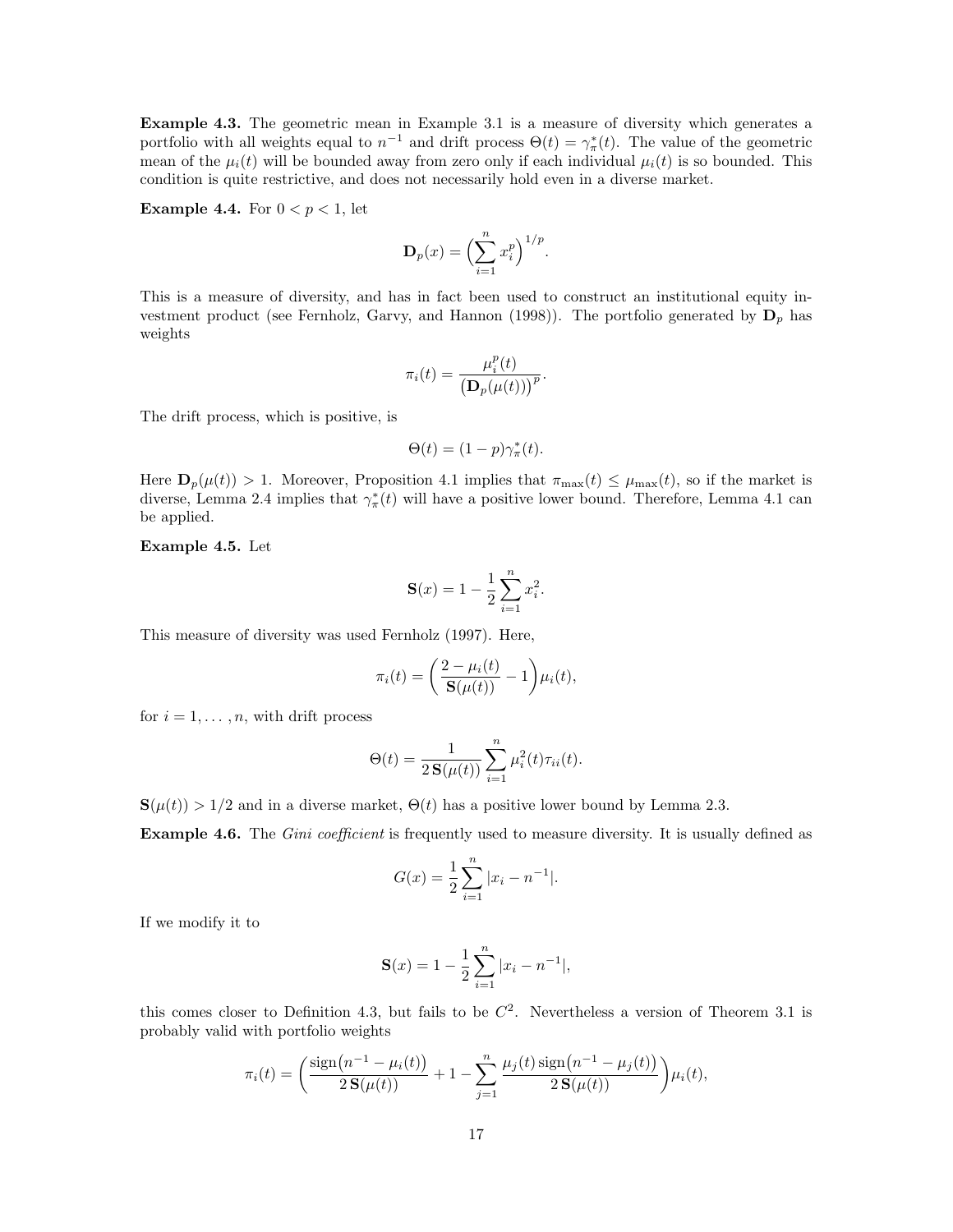**Example 4.3.** The geometric mean in Example 3.1 is a measure of diversity which generates a portfolio with all weights equal to $n^{-1}$ and drift process $\Theta(t) = \gamma^*_\pi(t)$. The value of the geometric mean of the $\mu_i(t)$ will be bounded away from zero only if each individual $\mu_i(t)$ is so bounded. This condition is quite restrictive, and does not necessarily hold even in a diverse market.

**Example 4.4.** For $0 < p < 1$, let

$$\mathbf{D}_p(x) = \Big(\sum_{i=1}^n x_i^p\Big)^{1/p}.$$

This is a measure of diversity, and has in fact been used to construct an institutional equity investment product (see Fernholz, Garvy, and Hannon (1998)). The portfolio generated by $\mathbf{D}_p$ has weights

$$\pi_i(t) = \frac{\mu_i^p(t)}{\big(\mathbf{D}_p(\mu(t))\big)^p}.$$

The drift process, which is positive, is

$$\Theta(t) = (1-p)\gamma^*_\pi(t).$$

Here $\mathbf{D}_p(\mu(t)) > 1$. Moreover, Proposition 4.1 implies that $\pi_{\max}(t) \le \mu_{\max}(t)$, so if the market is diverse, Lemma 2.4 implies that $\gamma^*_\pi(t)$ will have a positive lower bound. Therefore, Lemma 4.1 can be applied.

**Example 4.5.** Let

$$\mathbf{S}(x) = 1 - \frac{1}{2}\sum_{i=1}^n x_i^2.$$

This measure of diversity was used Fernholz (1997). Here,

$$\pi_i(t) = \bigg(\frac{2-\mu_i(t)}{\mathbf{S}(\mu(t))} - 1\bigg)\mu_i(t),$$

for $i = 1, \ldots, n$, with drift process

$$\Theta(t) = \frac{1}{2\,\mathbf{S}(\mu(t))}\sum_{i=1}^n \mu_i^2(t)\tau_{ii}(t).$$

$\mathbf{S}(\mu(t)) > 1/2$ and in a diverse market, $\Theta(t)$ has a positive lower bound by Lemma 2.3.

**Example 4.6.** The *Gini coefficient* is frequently used to measure diversity. It is usually defined as

$$G(x) = \frac{1}{2}\sum_{i=1}^n |x_i - n^{-1}|.$$

If we modify it to

$$\mathbf{S}(x) = 1 - \frac{1}{2}\sum_{i=1}^n |x_i - n^{-1}|,$$

this comes closer to Definition 4.3, but fails to be $C^2$. Nevertheless a version of Theorem 3.1 is probably valid with portfolio weights

$$\pi_i(t) = \bigg(\frac{\operatorname{sign}\big(n^{-1} - \mu_i(t)\big)}{2\,\mathbf{S}(\mu(t))} + 1 - \sum_{j=1}^n \frac{\mu_j(t)\operatorname{sign}\big(n^{-1} - \mu_j(t)\big)}{2\,\mathbf{S}(\mu(t))}\bigg)\mu_i(t),$$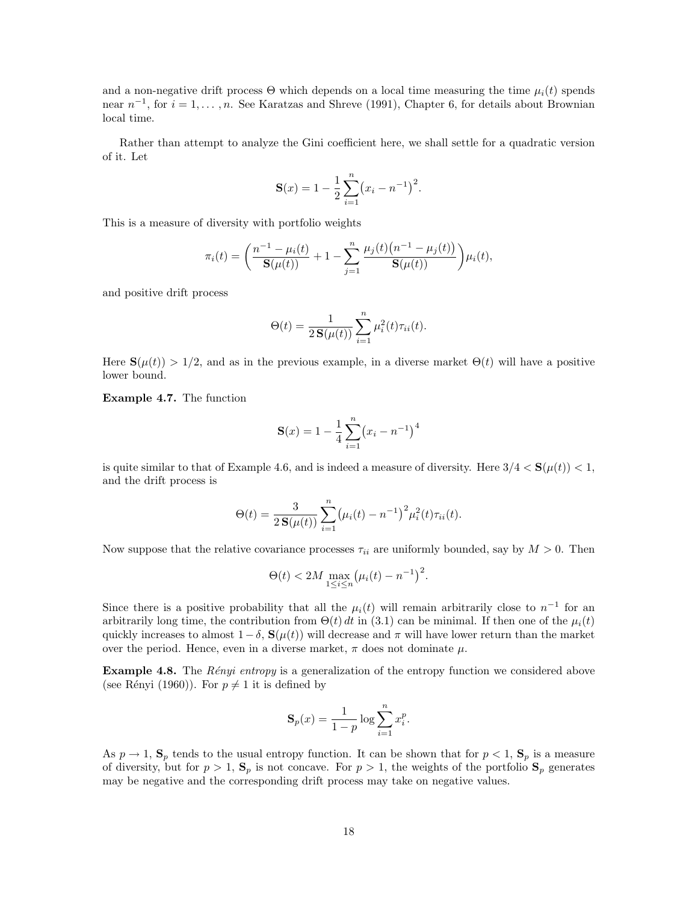and a non-negative drift process $\Theta$ which depends on a local time measuring the time $\mu_i(t)$ spends near $n^{-1}$, for $i = 1, \ldots, n$. See Karatzas and Shreve (1991), Chapter 6, for details about Brownian local time.

Rather than attempt to analyze the Gini coefficient here, we shall settle for a quadratic version of it. Let

$$\mathbf{S}(x) = 1 - \frac{1}{2}\sum_{i=1}^{n}\big(x_i - n^{-1}\big)^2.$$

This is a measure of diversity with portfolio weights

$$\pi_i(t) = \bigg(\frac{n^{-1} - \mu_i(t)}{\mathbf{S}(\mu(t))} + 1 - \sum_{j=1}^{n}\frac{\mu_j(t)\big(n^{-1} - \mu_j(t)\big)}{\mathbf{S}(\mu(t))}\bigg)\mu_i(t),$$

and positive drift process

$$\Theta(t) = \frac{1}{2\,\mathbf{S}(\mu(t))}\sum_{i=1}^{n}\mu_i^2(t)\tau_{ii}(t).$$

Here $\mathbf{S}(\mu(t)) > 1/2$, and as in the previous example, in a diverse market $\Theta(t)$ will have a positive lower bound.

**Example 4.7.** The function

$$\mathbf{S}(x) = 1 - \frac{1}{4}\sum_{i=1}^{n}\big(x_i - n^{-1}\big)^4$$

is quite similar to that of Example 4.6, and is indeed a measure of diversity. Here $3/4 < \mathbf{S}(\mu(t)) < 1$, and the drift process is

$$\Theta(t) = \frac{3}{2\,\mathbf{S}(\mu(t))}\sum_{i=1}^{n}\big(\mu_i(t) - n^{-1}\big)^2\mu_i^2(t)\tau_{ii}(t).$$

Now suppose that the relative covariance processes $\tau_{ii}$ are uniformly bounded, say by $M > 0$. Then

$$\Theta(t) < 2M\max_{1\le i\le n}\big(\mu_i(t) - n^{-1}\big)^2.$$

Since there is a positive probability that all the $\mu_i(t)$ will remain arbitrarily close to $n^{-1}$ for an arbitrarily long time, the contribution from $\Theta(t)\,dt$ in (3.1) can be minimal. If then one of the $\mu_i(t)$ quickly increases to almost $1-\delta$, $\mathbf{S}(\mu(t))$ will decrease and $\pi$ will have lower return than the market over the period. Hence, even in a diverse market, $\pi$ does not dominate $\mu$.

**Example 4.8.** The *Rényi entropy* is a generalization of the entropy function we considered above (see Rényi (1960)). For $p \neq 1$ it is defined by

$$\mathbf{S}_p(x) = \frac{1}{1-p}\log\sum_{i=1}^{n}x_i^p.$$

As $p \to 1$, $\mathbf{S}_p$ tends to the usual entropy function. It can be shown that for $p < 1$, $\mathbf{S}_p$ is a measure of diversity, but for $p > 1$, $\mathbf{S}_p$ is not concave. For $p > 1$, the weights of the portfolio $\mathbf{S}_p$ generates may be negative and the corresponding drift process may take on negative values.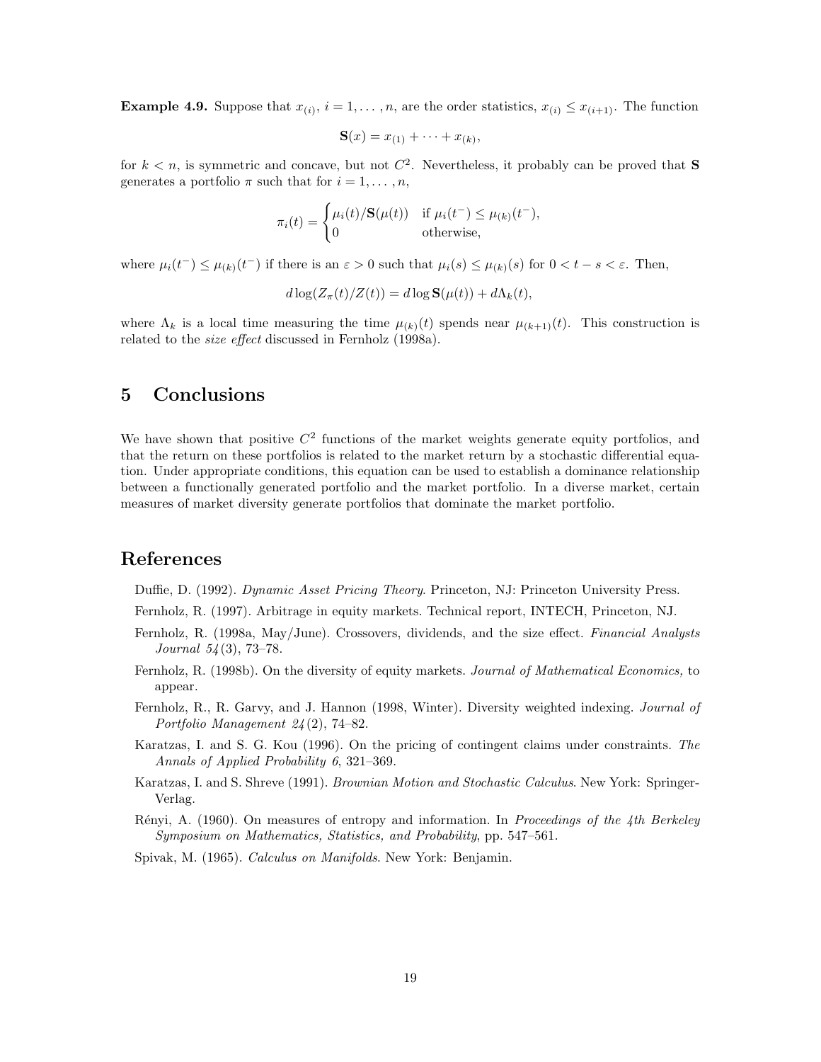**Example 4.9.** Suppose that $x_{(i)}$, $i = 1, \ldots, n$, are the order statistics, $x_{(i)} \leq x_{(i+1)}$. The function

$$\mathbf{S}(x) = x_{(1)} + \cdots + x_{(k)},$$

for $k < n$, is symmetric and concave, but not $C^2$. Nevertheless, it probably can be proved that $\mathbf{S}$ generates a portfolio $\pi$ such that for $i = 1, \ldots, n$,

$$\pi_i(t) = \begin{cases} \mu_i(t)/\mathbf{S}(\mu(t)) & \text{if } \mu_i(t^-) \leq \mu_{(k)}(t^-), \\ 0 & \text{otherwise,} \end{cases}$$

where $\mu_i(t^-) \leq \mu_{(k)}(t^-)$ if there is an $\varepsilon > 0$ such that $\mu_i(s) \leq \mu_{(k)}(s)$ for $0 < t - s < \varepsilon$. Then,

$$d \log(Z_\pi(t)/Z(t)) = d \log \mathbf{S}(\mu(t)) + d\Lambda_k(t),$$

where $\Lambda_k$ is a local time measuring the time $\mu_{(k)}(t)$ spends near $\mu_{(k+1)}(t)$. This construction is related to the *size effect* discussed in Fernholz (1998a).

# 5 Conclusions

We have shown that positive $C^2$ functions of the market weights generate equity portfolios, and that the return on these portfolios is related to the market return by a stochastic differential equation. Under appropriate conditions, this equation can be used to establish a dominance relationship between a functionally generated portfolio and the market portfolio. In a diverse market, certain measures of market diversity generate portfolios that dominate the market portfolio.

# References

Duffie, D. (1992). *Dynamic Asset Pricing Theory*. Princeton, NJ: Princeton University Press.

Fernholz, R. (1997). Arbitrage in equity markets. Technical report, INTECH, Princeton, NJ.

Fernholz, R. (1998a, May/June). Crossovers, dividends, and the size effect. *Financial Analysts Journal 54*(3), 73–78.

Fernholz, R. (1998b). On the diversity of equity markets. *Journal of Mathematical Economics*, to appear.

Fernholz, R., R. Garvy, and J. Hannon (1998, Winter). Diversity weighted indexing. *Journal of Portfolio Management 24*(2), 74–82.

Karatzas, I. and S. G. Kou (1996). On the pricing of contingent claims under constraints. *The Annals of Applied Probability 6*, 321–369.

Karatzas, I. and S. Shreve (1991). *Brownian Motion and Stochastic Calculus*. New York: Springer-Verlag.

Rényi, A. (1960). On measures of entropy and information. In *Proceedings of the 4th Berkeley Symposium on Mathematics, Statistics, and Probability*, pp. 547–561.

Spivak, M. (1965). *Calculus on Manifolds*. New York: Benjamin.